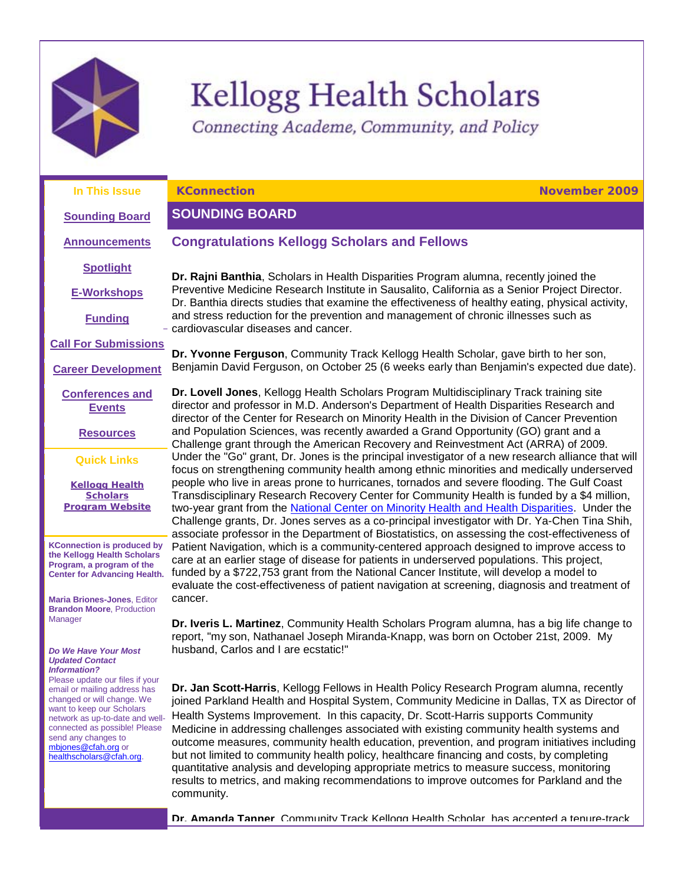# Kellogg Health Scholars

*Connecting Academe, Community, and Policy*

**In This Issue**

[Sounding Board]

[Announcements]

[Spotlight]

[E-Workshops]

[Funding]

[Call For Submissions]

[Career Development]

[Conferences and Events]

[Resources]

**Quick Links**

[Kellogg Health Scholars Program Website]

**KConnection is produced by the Kellogg Health Scholars Program, a program of the Center for Advancing Health.**

**Maria Briones-Jones**, Editor
**Brandon Moore**, Production Manager

***Do We Have Your Most Updated Contact Information?***
Please update our files if your email or mailing address has changed or will change. We want to keep our Scholars network as up-to-date and well-connected as possible! Please send any changes to mbjones@cfah.org or healthscholars@cfah.org.

**KConnection** — **November 2009**

## SOUNDING BOARD

### Congratulations Kellogg Scholars and Fellows

**Dr. Rajni Banthia**, Scholars in Health Disparities Program alumna, recently joined the Preventive Medicine Research Institute in Sausalito, California as a Senior Project Director. Dr. Banthia directs studies that examine the effectiveness of healthy eating, physical activity, and stress reduction for the prevention and management of chronic illnesses such as cardiovascular diseases and cancer.

**Dr. Yvonne Ferguson**, Community Track Kellogg Health Scholar, gave birth to her son, Benjamin David Ferguson, on October 25 (6 weeks early than Benjamin's expected due date).

**Dr. Lovell Jones**, Kellogg Health Scholars Program Multidisciplinary Track training site director and professor in M.D. Anderson's Department of Health Disparities Research and director of the Center for Research on Minority Health in the Division of Cancer Prevention and Population Sciences, was recently awarded a Grand Opportunity (GO) grant and a Challenge grant through the American Recovery and Reinvestment Act (ARRA) of 2009. Under the "Go" grant, Dr. Jones is the principal investigator of a new research alliance that will focus on strengthening community health among ethnic minorities and medically underserved people who live in areas prone to hurricanes, tornados and severe flooding. The Gulf Coast Transdisciplinary Research Recovery Center for Community Health is funded by a $4 million, two-year grant from the [National Center on Minority Health and Health Disparities]. Under the Challenge grants, Dr. Jones serves as a co-principal investigator with Dr. Ya-Chen Tina Shih, associate professor in the Department of Biostatistics, on assessing the cost-effectiveness of Patient Navigation, which is a community-centered approach designed to improve access to care at an earlier stage of disease for patients in underserved populations. This project, funded by a $722,753 grant from the National Cancer Institute, will develop a model to evaluate the cost-effectiveness of patient navigation at screening, diagnosis and treatment of cancer.

**Dr. Iveris L. Martinez**, Community Health Scholars Program alumna, has a big life change to report, "my son, Nathanael Joseph Miranda-Knapp, was born on October 21st, 2009. My husband, Carlos and I are ecstatic!"

**Dr. Jan Scott-Harris**, Kellogg Fellows in Health Policy Research Program alumna, recently joined Parkland Health and Hospital System, Community Medicine in Dallas, TX as Director of Health Systems Improvement. In this capacity, Dr. Scott-Harris supports Community Medicine in addressing challenges associated with existing community health systems and outcome measures, community health education, prevention, and program initiatives including but not limited to community health policy, healthcare financing and costs, by completing quantitative analysis and developing appropriate metrics to measure success, monitoring results to metrics, and making recommendations to improve outcomes for Parkland and the community.

**Dr. Amanda Tanner**, Community Track Kellogg Health Scholar, has accepted a tenure-track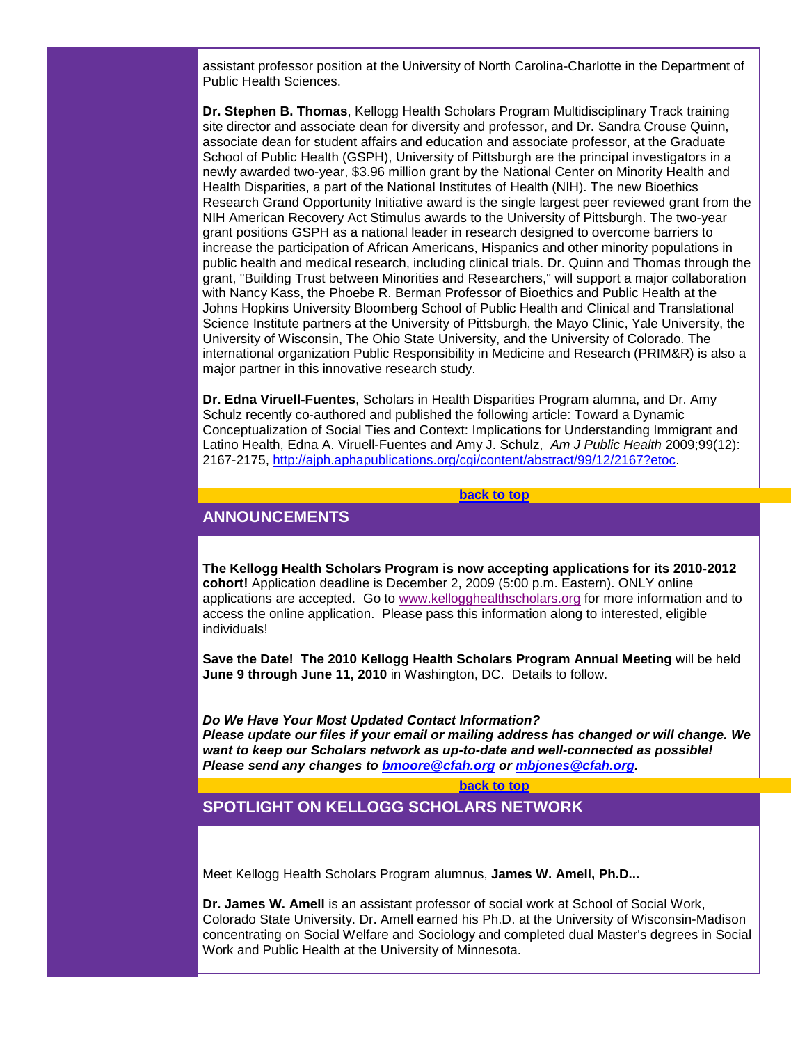assistant professor position at the University of North Carolina-Charlotte in the Department of Public Health Sciences.

**Dr. Stephen B. Thomas**, Kellogg Health Scholars Program Multidisciplinary Track training site director and associate dean for diversity and professor, and Dr. Sandra Crouse Quinn, associate dean for student affairs and education and associate professor, at the Graduate School of Public Health (GSPH), University of Pittsburgh are the principal investigators in a newly awarded two-year, $3.96 million grant by the National Center on Minority Health and Health Disparities, a part of the National Institutes of Health (NIH). The new Bioethics Research Grand Opportunity Initiative award is the single largest peer reviewed grant from the NIH American Recovery Act Stimulus awards to the University of Pittsburgh. The two-year grant positions GSPH as a national leader in research designed to overcome barriers to increase the participation of African Americans, Hispanics and other minority populations in public health and medical research, including clinical trials. Dr. Quinn and Thomas through the grant, "Building Trust between Minorities and Researchers," will support a major collaboration with Nancy Kass, the Phoebe R. Berman Professor of Bioethics and Public Health at the Johns Hopkins University Bloomberg School of Public Health and Clinical and Translational Science Institute partners at the University of Pittsburgh, the Mayo Clinic, Yale University, the University of Wisconsin, The Ohio State University, and the University of Colorado. The international organization Public Responsibility in Medicine and Research (PRIM&R) is also a major partner in this innovative research study.

**Dr. Edna Viruell-Fuentes**, Scholars in Health Disparities Program alumna, and Dr. Amy Schulz recently co-authored and published the following article: Toward a Dynamic Conceptualization of Social Ties and Context: Implications for Understanding Immigrant and Latino Health, Edna A. Viruell-Fuentes and Amy J. Schulz, *Am J Public Health* 2009;99(12): 2167-2175, http://ajph.aphapublications.org/cgi/content/abstract/99/12/2167?etoc.

**back to top**

## ANNOUNCEMENTS

**The Kellogg Health Scholars Program is now accepting applications for its 2010-2012 cohort!** Application deadline is December 2, 2009 (5:00 p.m. Eastern). ONLY online applications are accepted. Go to www.kellogghealthscholars.org for more information and to access the online application. Please pass this information along to interested, eligible individuals!

**Save the Date! The 2010 Kellogg Health Scholars Program Annual Meeting** will be held **June 9 through June 11, 2010** in Washington, DC. Details to follow.

***Do We Have Your Most Updated Contact Information?***
***Please update our files if your email or mailing address has changed or will change. We want to keep our Scholars network as up-to-date and well-connected as possible! Please send any changes to bmoore@cfah.org or mbjones@cfah.org.***

**back to top**

## SPOTLIGHT ON KELLOGG SCHOLARS NETWORK

Meet Kellogg Health Scholars Program alumnus, **James W. Amell, Ph.D...**

**Dr. James W. Amell** is an assistant professor of social work at School of Social Work, Colorado State University. Dr. Amell earned his Ph.D. at the University of Wisconsin-Madison concentrating on Social Welfare and Sociology and completed dual Master's degrees in Social Work and Public Health at the University of Minnesota.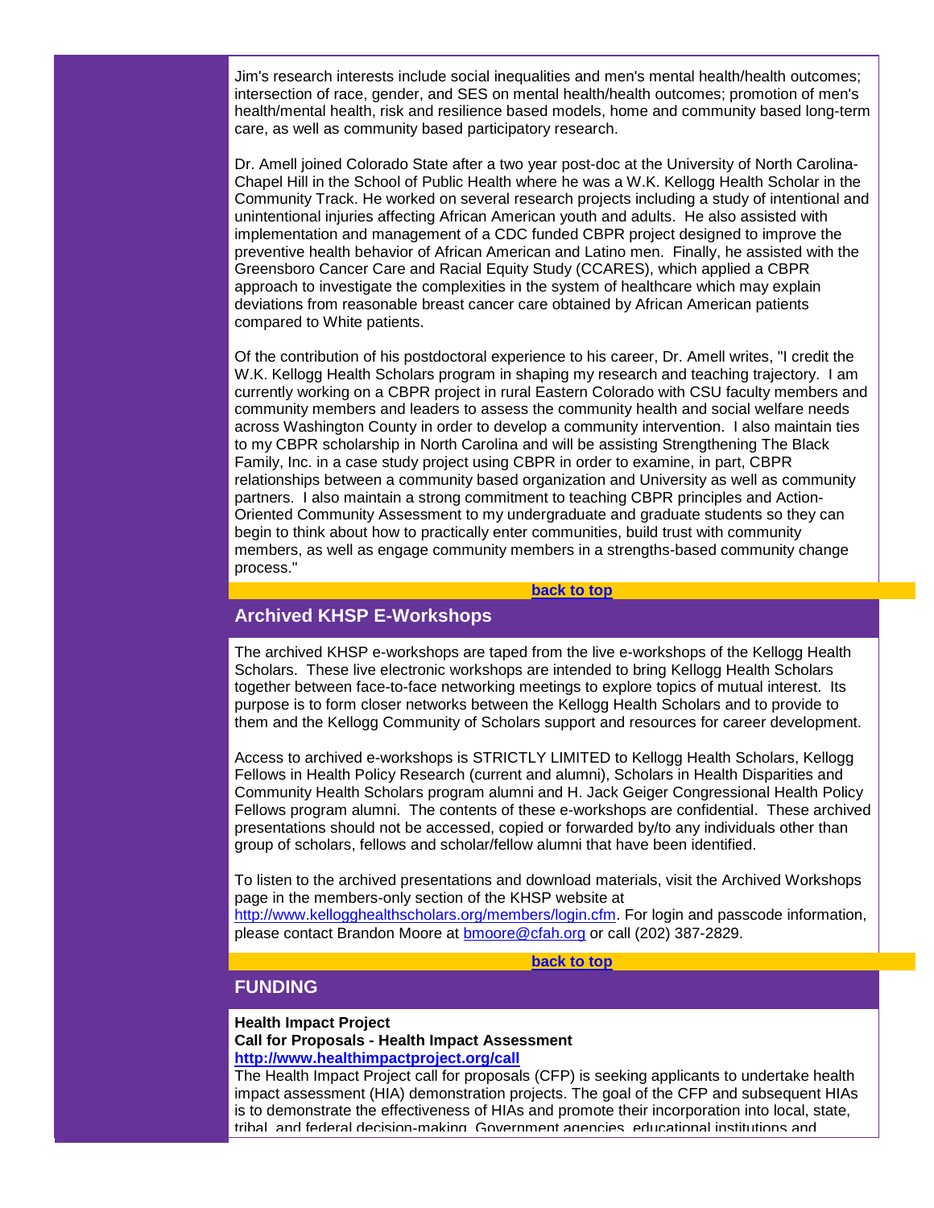Jim's research interests include social inequalities and men's mental health/health outcomes; intersection of race, gender, and SES on mental health/health outcomes; promotion of men's health/mental health, risk and resilience based models, home and community based long-term care, as well as community based participatory research.

Dr. Amell joined Colorado State after a two year post-doc at the University of North Carolina-Chapel Hill in the School of Public Health where he was a W.K. Kellogg Health Scholar in the Community Track. He worked on several research projects including a study of intentional and unintentional injuries affecting African American youth and adults. He also assisted with implementation and management of a CDC funded CBPR project designed to improve the preventive health behavior of African American and Latino men. Finally, he assisted with the Greensboro Cancer Care and Racial Equity Study (CCARES), which applied a CBPR approach to investigate the complexities in the system of healthcare which may explain deviations from reasonable breast cancer care obtained by African American patients compared to White patients.

Of the contribution of his postdoctoral experience to his career, Dr. Amell writes, "I credit the W.K. Kellogg Health Scholars program in shaping my research and teaching trajectory. I am currently working on a CBPR project in rural Eastern Colorado with CSU faculty members and community members and leaders to assess the community health and social welfare needs across Washington County in order to develop a community intervention. I also maintain ties to my CBPR scholarship in North Carolina and will be assisting Strengthening The Black Family, Inc. in a case study project using CBPR in order to examine, in part, CBPR relationships between a community based organization and University as well as community partners. I also maintain a strong commitment to teaching CBPR principles and Action-Oriented Community Assessment to my undergraduate and graduate students so they can begin to think about how to practically enter communities, build trust with community members, as well as engage community members in a strengths-based community change process."

**back to top**

## Archived KHSP E-Workshops

The archived KHSP e-workshops are taped from the live e-workshops of the Kellogg Health Scholars. These live electronic workshops are intended to bring Kellogg Health Scholars together between face-to-face networking meetings to explore topics of mutual interest. Its purpose is to form closer networks between the Kellogg Health Scholars and to provide to them and the Kellogg Community of Scholars support and resources for career development.

Access to archived e-workshops is STRICTLY LIMITED to Kellogg Health Scholars, Kellogg Fellows in Health Policy Research (current and alumni), Scholars in Health Disparities and Community Health Scholars program alumni and H. Jack Geiger Congressional Health Policy Fellows program alumni. The contents of these e-workshops are confidential. These archived presentations should not be accessed, copied or forwarded by/to any individuals other than group of scholars, fellows and scholar/fellow alumni that have been identified.

To listen to the archived presentations and download materials, visit the Archived Workshops page in the members-only section of the KHSP website at http://www.kellogghealthscholars.org/members/login.cfm. For login and passcode information, please contact Brandon Moore at bmoore@cfah.org or call (202) 387-2829.

**back to top**

## FUNDING

**Health Impact Project**
**Call for Proposals - Health Impact Assessment**
**http://www.healthimpactproject.org/call**
The Health Impact Project call for proposals (CFP) is seeking applicants to undertake health impact assessment (HIA) demonstration projects. The goal of the CFP and subsequent HIAs is to demonstrate the effectiveness of HIAs and promote their incorporation into local, state, tribal, and federal decision-making. Government agencies, educational institutions and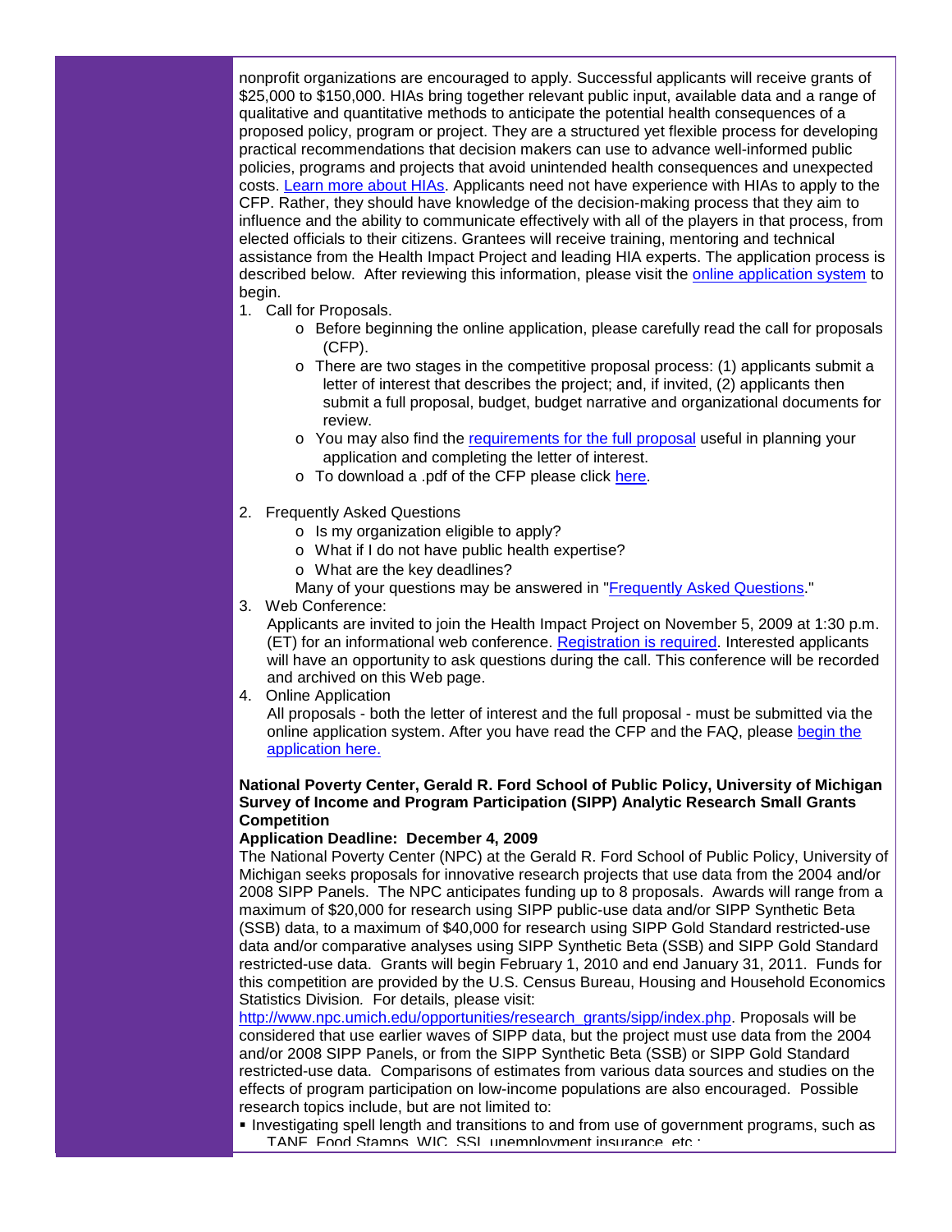nonprofit organizations are encouraged to apply. Successful applicants will receive grants of $25,000 to $150,000. HIAs bring together relevant public input, available data and a range of qualitative and quantitative methods to anticipate the potential health consequences of a proposed policy, program or project. They are a structured yet flexible process for developing practical recommendations that decision makers can use to advance well-informed public policies, programs and projects that avoid unintended health consequences and unexpected costs. Learn more about HIAs. Applicants need not have experience with HIAs to apply to the CFP. Rather, they should have knowledge of the decision-making process that they aim to influence and the ability to communicate effectively with all of the players in that process, from elected officials to their citizens. Grantees will receive training, mentoring and technical assistance from the Health Impact Project and leading HIA experts. The application process is described below. After reviewing this information, please visit the online application system to begin.

1. Call for Proposals.
   - Before beginning the online application, please carefully read the call for proposals (CFP).
   - There are two stages in the competitive proposal process: (1) applicants submit a letter of interest that describes the project; and, if invited, (2) applicants then submit a full proposal, budget, budget narrative and organizational documents for review.
   - You may also find the requirements for the full proposal useful in planning your application and completing the letter of interest.
   - To download a .pdf of the CFP please click here.

2. Frequently Asked Questions
   - Is my organization eligible to apply?
   - What if I do not have public health expertise?
   - What are the key deadlines?

   Many of your questions may be answered in "Frequently Asked Questions."
3. Web Conference:
   Applicants are invited to join the Health Impact Project on November 5, 2009 at 1:30 p.m. (ET) for an informational web conference. Registration is required. Interested applicants will have an opportunity to ask questions during the call. This conference will be recorded and archived on this Web page.
4. Online Application
   All proposals - both the letter of interest and the full proposal - must be submitted via the online application system. After you have read the CFP and the FAQ, please begin the application here.

**National Poverty Center, Gerald R. Ford School of Public Policy, University of Michigan Survey of Income and Program Participation (SIPP) Analytic Research Small Grants Competition**
**Application Deadline: December 4, 2009**

The National Poverty Center (NPC) at the Gerald R. Ford School of Public Policy, University of Michigan seeks proposals for innovative research projects that use data from the 2004 and/or 2008 SIPP Panels. The NPC anticipates funding up to 8 proposals. Awards will range from a maximum of $20,000 for research using SIPP public-use data and/or SIPP Synthetic Beta (SSB) data, to a maximum of $40,000 for research using SIPP Gold Standard restricted-use data and/or comparative analyses using SIPP Synthetic Beta (SSB) and SIPP Gold Standard restricted-use data. Grants will begin February 1, 2010 and end January 31, 2011. Funds for this competition are provided by the U.S. Census Bureau, Housing and Household Economics Statistics Division. For details, please visit: http://www.npc.umich.edu/opportunities/research_grants/sipp/index.php. Proposals will be considered that use earlier waves of SIPP data, but the project must use data from the 2004 and/or 2008 SIPP Panels, or from the SIPP Synthetic Beta (SSB) or SIPP Gold Standard restricted-use data. Comparisons of estimates from various data sources and studies on the effects of program participation on low-income populations are also encouraged. Possible research topics include, but are not limited to:

- Investigating spell length and transitions to and from use of government programs, such as TANF, Food Stamps, WIC, SSI, unemployment insurance, etc.;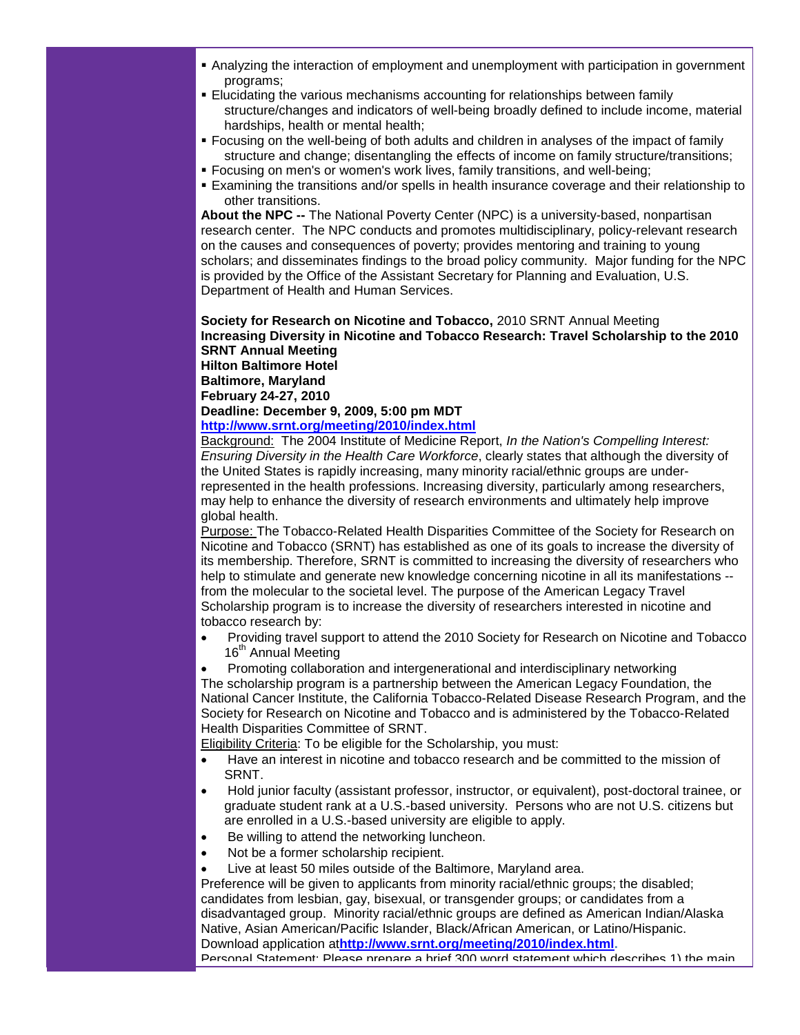- Analyzing the interaction of employment and unemployment with participation in government programs;
- Elucidating the various mechanisms accounting for relationships between family structure/changes and indicators of well-being broadly defined to include income, material hardships, health or mental health;
- Focusing on the well-being of both adults and children in analyses of the impact of family structure and change; disentangling the effects of income on family structure/transitions;
- Focusing on men's or women's work lives, family transitions, and well-being;
- Examining the transitions and/or spells in health insurance coverage and their relationship to other transitions.

**About the NPC --** The National Poverty Center (NPC) is a university-based, nonpartisan research center. The NPC conducts and promotes multidisciplinary, policy-relevant research on the causes and consequences of poverty; provides mentoring and training to young scholars; and disseminates findings to the broad policy community. Major funding for the NPC is provided by the Office of the Assistant Secretary for Planning and Evaluation, U.S. Department of Health and Human Services.

**Society for Research on Nicotine and Tobacco,** 2010 SRNT Annual Meeting
**Increasing Diversity in Nicotine and Tobacco Research: Travel Scholarship to the 2010 SRNT Annual Meeting**
**Hilton Baltimore Hotel**
**Baltimore, Maryland**
**February 24-27, 2010**
**Deadline: December 9, 2009, 5:00 pm MDT**
**http://www.srnt.org/meeting/2010/index.html**

Background: The 2004 Institute of Medicine Report, *In the Nation's Compelling Interest: Ensuring Diversity in the Health Care Workforce*, clearly states that although the diversity of the United States is rapidly increasing, many minority racial/ethnic groups are under-represented in the health professions. Increasing diversity, particularly among researchers, may help to enhance the diversity of research environments and ultimately help improve global health.

Purpose: The Tobacco-Related Health Disparities Committee of the Society for Research on Nicotine and Tobacco (SRNT) has established as one of its goals to increase the diversity of its membership. Therefore, SRNT is committed to increasing the diversity of researchers who help to stimulate and generate new knowledge concerning nicotine in all its manifestations -- from the molecular to the societal level. The purpose of the American Legacy Travel Scholarship program is to increase the diversity of researchers interested in nicotine and tobacco research by:

- Providing travel support to attend the 2010 Society for Research on Nicotine and Tobacco 16th Annual Meeting
- Promoting collaboration and intergenerational and interdisciplinary networking

The scholarship program is a partnership between the American Legacy Foundation, the National Cancer Institute, the California Tobacco-Related Disease Research Program, and the Society for Research on Nicotine and Tobacco and is administered by the Tobacco-Related Health Disparities Committee of SRNT.

Eligibility Criteria: To be eligible for the Scholarship, you must:

- Have an interest in nicotine and tobacco research and be committed to the mission of SRNT.
- Hold junior faculty (assistant professor, instructor, or equivalent), post-doctoral trainee, or graduate student rank at a U.S.-based university. Persons who are not U.S. citizens but are enrolled in a U.S.-based university are eligible to apply.
- Be willing to attend the networking luncheon.
- Not be a former scholarship recipient.
- Live at least 50 miles outside of the Baltimore, Maryland area.

Preference will be given to applicants from minority racial/ethnic groups; the disabled; candidates from lesbian, gay, bisexual, or transgender groups; or candidates from a disadvantaged group. Minority racial/ethnic groups are defined as American Indian/Alaska Native, Asian American/Pacific Islander, Black/African American, or Latino/Hispanic. Download application at **http://www.srnt.org/meeting/2010/index.html**.

Personal Statement: Please prepare a brief 300 word statement which describes 1) the main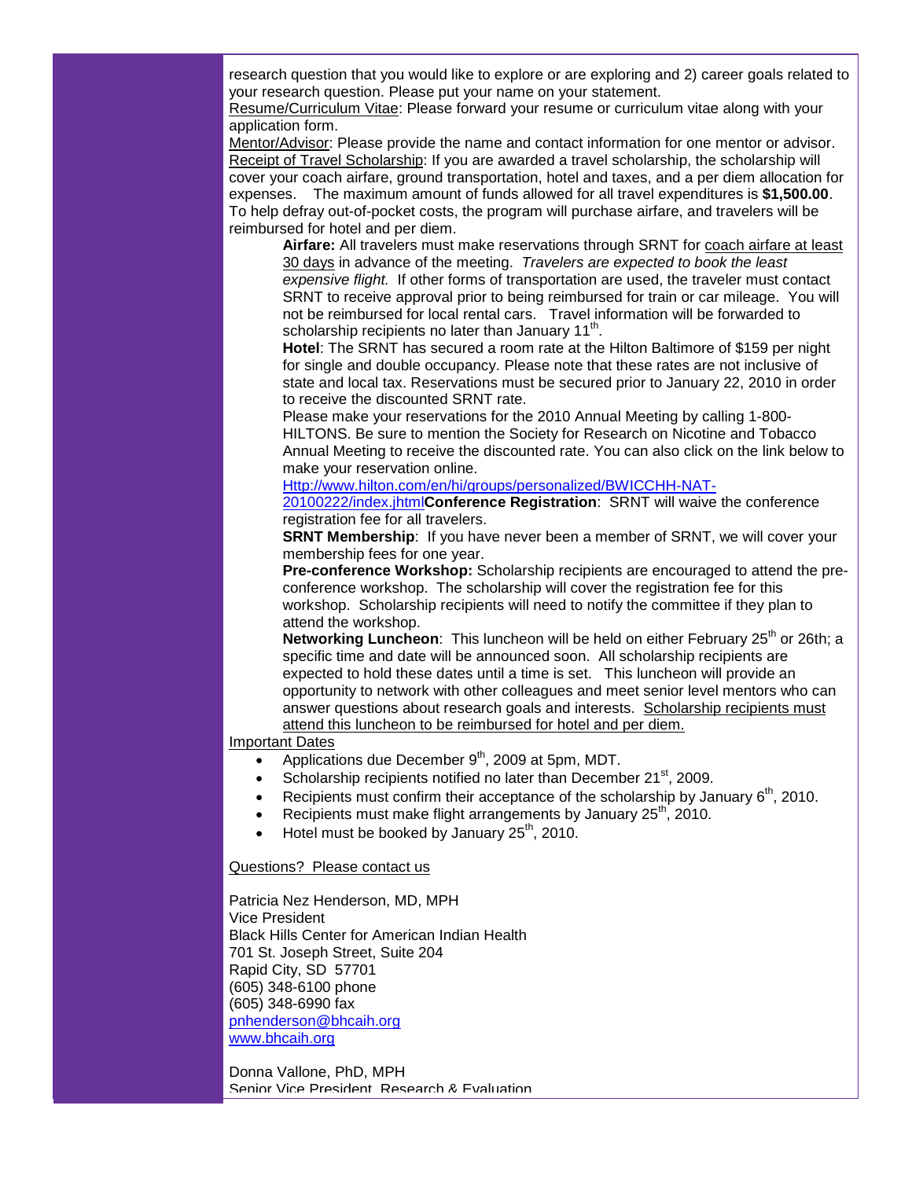research question that you would like to explore or are exploring and 2) career goals related to your research question. Please put your name on your statement.

Resume/Curriculum Vitae: Please forward your resume or curriculum vitae along with your application form.

Mentor/Advisor: Please provide the name and contact information for one mentor or advisor.

Receipt of Travel Scholarship: If you are awarded a travel scholarship, the scholarship will cover your coach airfare, ground transportation, hotel and taxes, and a per diem allocation for expenses. The maximum amount of funds allowed for all travel expenditures is **$1,500.00**. To help defray out-of-pocket costs, the program will purchase airfare, and travelers will be reimbursed for hotel and per diem.

> **Airfare:** All travelers must make reservations through SRNT for coach airfare at least 30 days in advance of the meeting. *Travelers are expected to book the least expensive flight.* If other forms of transportation are used, the traveler must contact SRNT to receive approval prior to being reimbursed for train or car mileage. You will not be reimbursed for local rental cars. Travel information will be forwarded to scholarship recipients no later than January 11th.
>
> **Hotel**: The SRNT has secured a room rate at the Hilton Baltimore of $159 per night for single and double occupancy. Please note that these rates are not inclusive of state and local tax. Reservations must be secured prior to January 22, 2010 in order to receive the discounted SRNT rate.
>
> Please make your reservations for the 2010 Annual Meeting by calling 1-800-HILTONS. Be sure to mention the Society for Research on Nicotine and Tobacco Annual Meeting to receive the discounted rate. You can also click on the link below to make your reservation online.
>
> Http://www.hilton.com/en/hi/groups/personalized/BWICCHH-NAT-20100222/index.jhtml**Conference Registration**: SRNT will waive the conference registration fee for all travelers.
>
> **SRNT Membership**: If you have never been a member of SRNT, we will cover your membership fees for one year.
>
> **Pre-conference Workshop:** Scholarship recipients are encouraged to attend the pre-conference workshop. The scholarship will cover the registration fee for this workshop. Scholarship recipients will need to notify the committee if they plan to attend the workshop.
>
> **Networking Luncheon**: This luncheon will be held on either February 25th or 26th; a specific time and date will be announced soon. All scholarship recipients are expected to hold these dates until a time is set. This luncheon will provide an opportunity to network with other colleagues and meet senior level mentors who can answer questions about research goals and interests. Scholarship recipients must attend this luncheon to be reimbursed for hotel and per diem.

Important Dates

- Applications due December 9th, 2009 at 5pm, MDT.
- Scholarship recipients notified no later than December 21st, 2009.
- Recipients must confirm their acceptance of the scholarship by January 6th, 2010.
- Recipients must make flight arrangements by January 25th, 2010.
- Hotel must be booked by January 25th, 2010.

Questions? Please contact us

Patricia Nez Henderson, MD, MPH
Vice President
Black Hills Center for American Indian Health
701 St. Joseph Street, Suite 204
Rapid City, SD 57701
(605) 348-6100 phone
(605) 348-6990 fax
pnhenderson@bhcaih.org
www.bhcaih.org

Donna Vallone, PhD, MPH
Senior Vice President, Research & Evaluation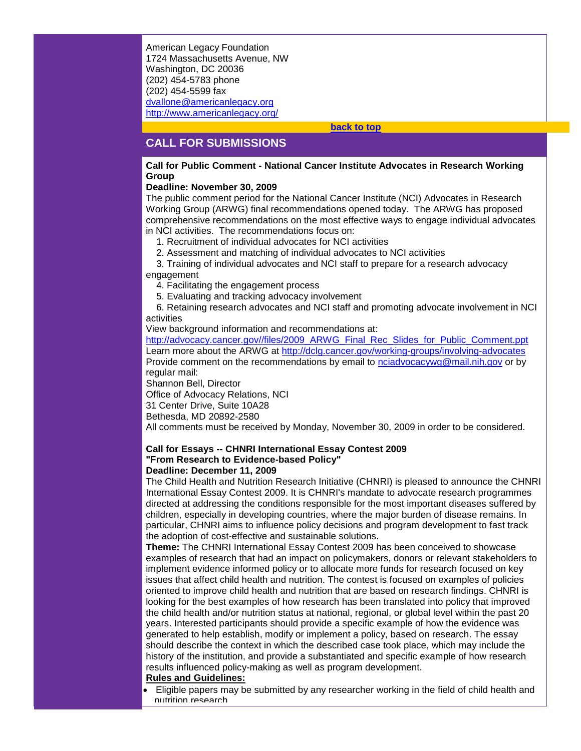American Legacy Foundation
1724 Massachusetts Avenue, NW
Washington, DC 20036
(202) 454-5783 phone
(202) 454-5599 fax
dvallone@americanlegacy.org
http://www.americanlegacy.org/

back to top

## CALL FOR SUBMISSIONS

**Call for Public Comment - National Cancer Institute Advocates in Research Working Group**
**Deadline: November 30, 2009**

The public comment period for the National Cancer Institute (NCI) Advocates in Research Working Group (ARWG) final recommendations opened today. The ARWG has proposed comprehensive recommendations on the most effective ways to engage individual advocates in NCI activities. The recommendations focus on:

1. Recruitment of individual advocates for NCI activities
2. Assessment and matching of individual advocates to NCI activities
3. Training of individual advocates and NCI staff to prepare for a research advocacy engagement
4. Facilitating the engagement process
5. Evaluating and tracking advocacy involvement
6. Retaining research advocates and NCI staff and promoting advocate involvement in NCI activities

View background information and recommendations at:
http://advocacy.cancer.gov//files/2009_ARWG_Final_Rec_Slides_for_Public_Comment.ppt
Learn more about the ARWG at http://dclg.cancer.gov/working-groups/involving-advocates
Provide comment on the recommendations by email to nciadvocacywg@mail.nih.gov or by regular mail:
Shannon Bell, Director
Office of Advocacy Relations, NCI
31 Center Drive, Suite 10A28
Bethesda, MD 20892-2580
All comments must be received by Monday, November 30, 2009 in order to be considered.

**Call for Essays -- CHNRI International Essay Contest 2009**
**"From Research to Evidence-based Policy"**
**Deadline: December 11, 2009**

The Child Health and Nutrition Research Initiative (CHNRI) is pleased to announce the CHNRI International Essay Contest 2009. It is CHNRI's mandate to advocate research programmes directed at addressing the conditions responsible for the most important diseases suffered by children, especially in developing countries, where the major burden of disease remains. In particular, CHNRI aims to influence policy decisions and program development to fast track the adoption of cost-effective and sustainable solutions.

**Theme:** The CHNRI International Essay Contest 2009 has been conceived to showcase examples of research that had an impact on policymakers, donors or relevant stakeholders to implement evidence informed policy or to allocate more funds for research focused on key issues that affect child health and nutrition. The contest is focused on examples of policies oriented to improve child health and nutrition that are based on research findings. CHNRI is looking for the best examples of how research has been translated into policy that improved the child health and/or nutrition status at national, regional, or global level within the past 20 years. Interested participants should provide a specific example of how the evidence was generated to help establish, modify or implement a policy, based on research. The essay should describe the context in which the described case took place, which may include the history of the institution, and provide a substantiated and specific example of how research results influenced policy-making as well as program development.

**Rules and Guidelines:**

- Eligible papers may be submitted by any researcher working in the field of child health and nutrition research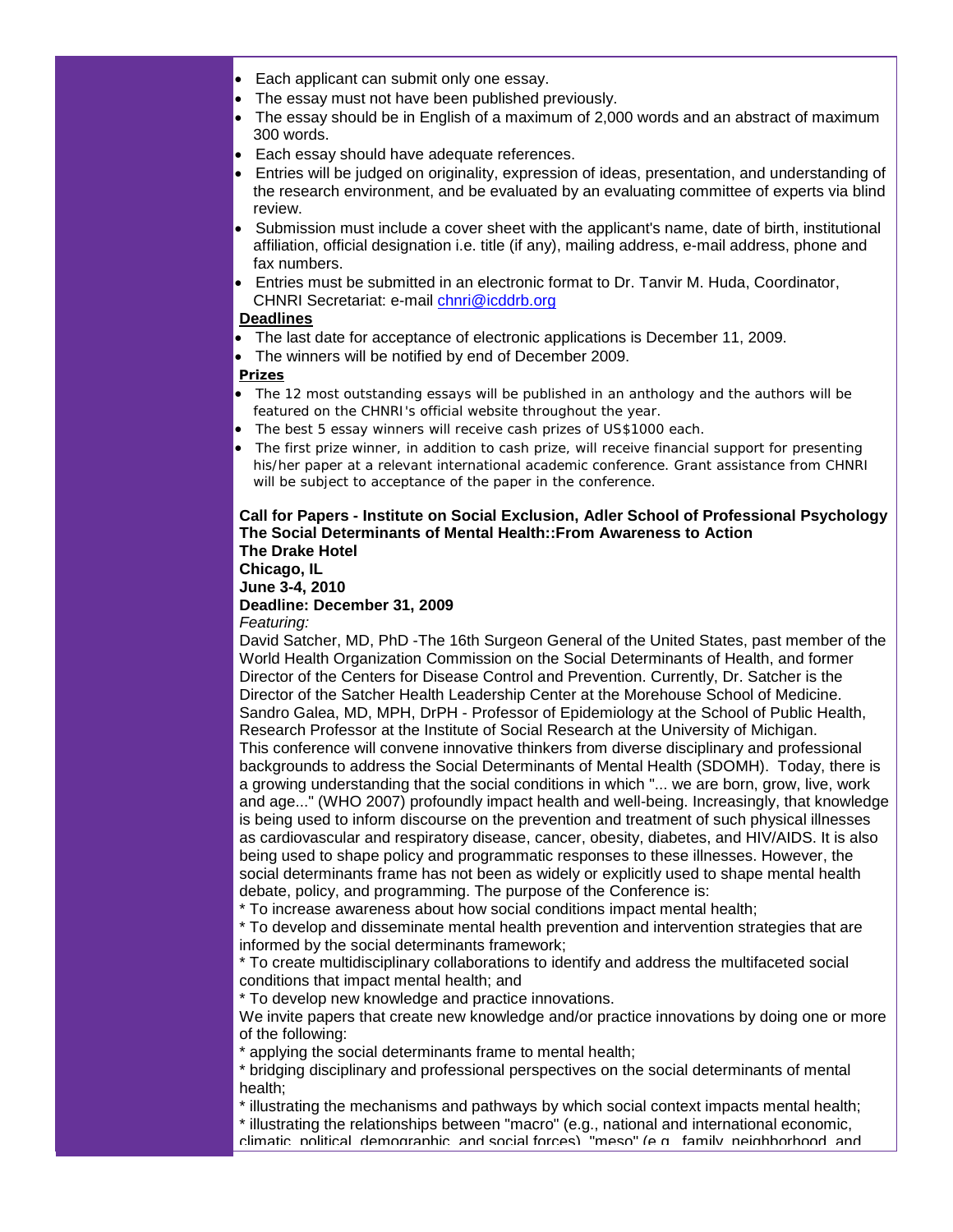- Each applicant can submit only one essay.
- The essay must not have been published previously.
- The essay should be in English of a maximum of 2,000 words and an abstract of maximum 300 words.
- Each essay should have adequate references.
- Entries will be judged on originality, expression of ideas, presentation, and understanding of the research environment, and be evaluated by an evaluating committee of experts via blind review.
- Submission must include a cover sheet with the applicant's name, date of birth, institutional affiliation, official designation i.e. title (if any), mailing address, e-mail address, phone and fax numbers.
- Entries must be submitted in an electronic format to Dr. Tanvir M. Huda, Coordinator, CHNRI Secretariat: e-mail chnri@icddrb.org

**Deadlines**

- The last date for acceptance of electronic applications is December 11, 2009.
- The winners will be notified by end of December 2009.

**Prizes**

- The 12 most outstanding essays will be published in an anthology and the authors will be featured on the CHNRI's official website throughout the year.
- The best 5 essay winners will receive cash prizes of US$1000 each.
- The first prize winner, in addition to cash prize, will receive financial support for presenting his/her paper at a relevant international academic conference. Grant assistance from CHNRI will be subject to acceptance of the paper in the conference.

**Call for Papers - Institute on Social Exclusion, Adler School of Professional Psychology**
**The Social Determinants of Mental Health::From Awareness to Action**
**The Drake Hotel**
**Chicago, IL**
**June 3-4, 2010**
**Deadline: December 31, 2009**

*Featuring:*

David Satcher, MD, PhD -The 16th Surgeon General of the United States, past member of the World Health Organization Commission on the Social Determinants of Health, and former Director of the Centers for Disease Control and Prevention. Currently, Dr. Satcher is the Director of the Satcher Health Leadership Center at the Morehouse School of Medicine.
Sandro Galea, MD, MPH, DrPH - Professor of Epidemiology at the School of Public Health, Research Professor at the Institute of Social Research at the University of Michigan.
This conference will convene innovative thinkers from diverse disciplinary and professional backgrounds to address the Social Determinants of Mental Health (SDOMH). Today, there is a growing understanding that the social conditions in which "... we are born, grow, live, work and age..." (WHO 2007) profoundly impact health and well-being. Increasingly, that knowledge is being used to inform discourse on the prevention and treatment of such physical illnesses as cardiovascular and respiratory disease, cancer, obesity, diabetes, and HIV/AIDS. It is also being used to shape policy and programmatic responses to these illnesses. However, the social determinants frame has not been as widely or explicitly used to shape mental health debate, policy, and programming. The purpose of the Conference is:

* To increase awareness about how social conditions impact mental health;
* To develop and disseminate mental health prevention and intervention strategies that are informed by the social determinants framework;
* To create multidisciplinary collaborations to identify and address the multifaceted social conditions that impact mental health; and
* To develop new knowledge and practice innovations.

We invite papers that create new knowledge and/or practice innovations by doing one or more of the following:

* applying the social determinants frame to mental health;
* bridging disciplinary and professional perspectives on the social determinants of mental health;
* illustrating the mechanisms and pathways by which social context impacts mental health;
* illustrating the relationships between "macro" (e.g., national and international economic, climatic, political, demographic, and social forces), "meso" (e.g., family, neighborhood, and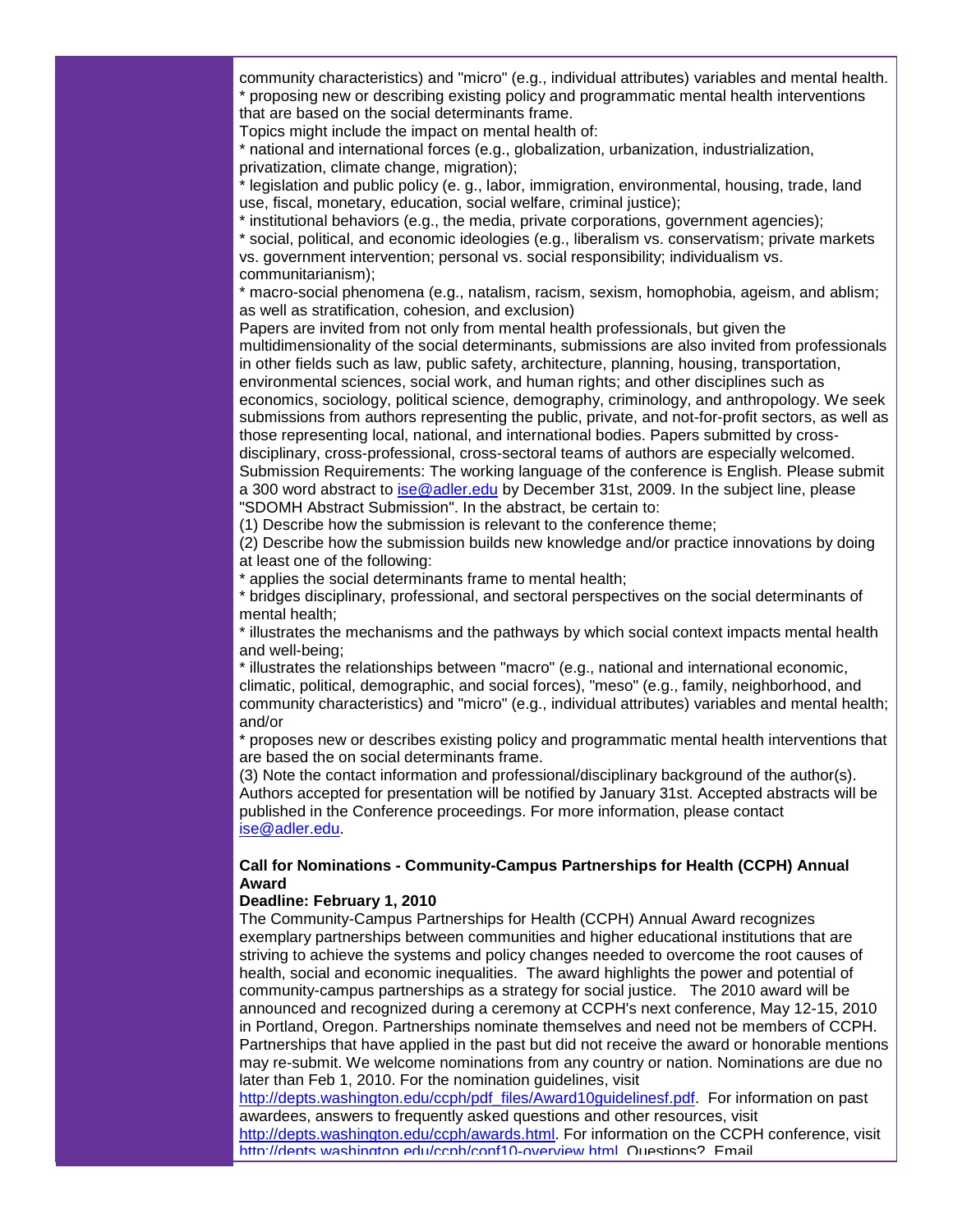community characteristics) and "micro" (e.g., individual attributes) variables and mental health.
* proposing new or describing existing policy and programmatic mental health interventions that are based on the social determinants frame.

Topics might include the impact on mental health of:

* national and international forces (e.g., globalization, urbanization, industrialization, privatization, climate change, migration);
* legislation and public policy (e. g., labor, immigration, environmental, housing, trade, land use, fiscal, monetary, education, social welfare, criminal justice);
* institutional behaviors (e.g., the media, private corporations, government agencies);
* social, political, and economic ideologies (e.g., liberalism vs. conservatism; private markets vs. government intervention; personal vs. social responsibility; individualism vs. communitarianism);
* macro-social phenomena (e.g., natalism, racism, sexism, homophobia, ageism, and ablism; as well as stratification, cohesion, and exclusion)

Papers are invited from not only from mental health professionals, but given the multidimensionality of the social determinants, submissions are also invited from professionals in other fields such as law, public safety, architecture, planning, housing, transportation, environmental sciences, social work, and human rights; and other disciplines such as economics, sociology, political science, demography, criminology, and anthropology. We seek submissions from authors representing the public, private, and not-for-profit sectors, as well as those representing local, national, and international bodies. Papers submitted by cross-disciplinary, cross-professional, cross-sectoral teams of authors are especially welcomed.

Submission Requirements: The working language of the conference is English. Please submit a 300 word abstract to ise@adler.edu by December 31st, 2009. In the subject line, please "SDOMH Abstract Submission". In the abstract, be certain to:

(1) Describe how the submission is relevant to the conference theme;

(2) Describe how the submission builds new knowledge and/or practice innovations by doing at least one of the following:

* applies the social determinants frame to mental health;
* bridges disciplinary, professional, and sectoral perspectives on the social determinants of mental health;
* illustrates the mechanisms and the pathways by which social context impacts mental health and well-being;
* illustrates the relationships between "macro" (e.g., national and international economic, climatic, political, demographic, and social forces), "meso" (e.g., family, neighborhood, and community characteristics) and "micro" (e.g., individual attributes) variables and mental health; and/or
* proposes new or describes existing policy and programmatic mental health interventions that are based the on social determinants frame.

(3) Note the contact information and professional/disciplinary background of the author(s).

Authors accepted for presentation will be notified by January 31st. Accepted abstracts will be published in the Conference proceedings. For more information, please contact ise@adler.edu.

**Call for Nominations - Community-Campus Partnerships for Health (CCPH) Annual Award**

**Deadline: February 1, 2010**

The Community-Campus Partnerships for Health (CCPH) Annual Award recognizes exemplary partnerships between communities and higher educational institutions that are striving to achieve the systems and policy changes needed to overcome the root causes of health, social and economic inequalities. The award highlights the power and potential of community-campus partnerships as a strategy for social justice. The 2010 award will be announced and recognized during a ceremony at CCPH's next conference, May 12-15, 2010 in Portland, Oregon. Partnerships nominate themselves and need not be members of CCPH. Partnerships that have applied in the past but did not receive the award or honorable mentions may re-submit. We welcome nominations from any country or nation. Nominations are due no later than Feb 1, 2010. For the nomination guidelines, visit http://depts.washington.edu/ccph/pdf_files/Award10guidelinesf.pdf. For information on past awardees, answers to frequently asked questions and other resources, visit http://depts.washington.edu/ccph/awards.html. For information on the CCPH conference, visit http://depts.washington.edu/ccph/conf10-overview.html. Questions? Email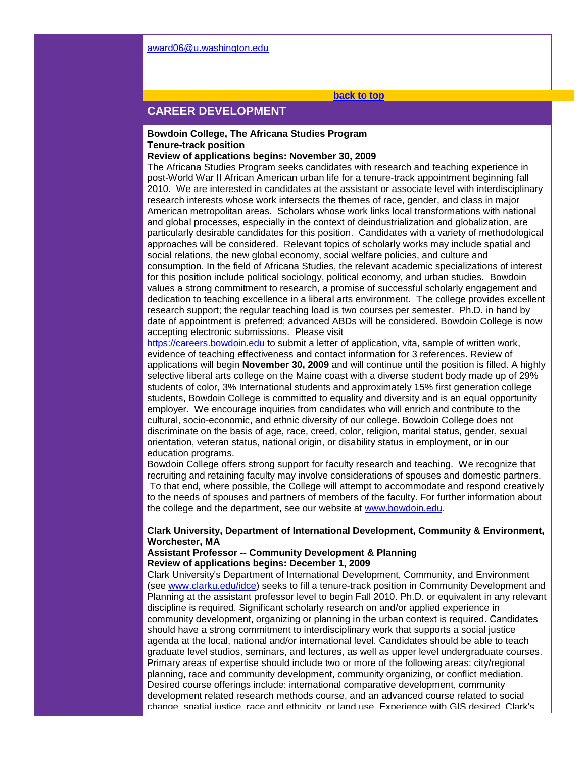award06@u.washington.edu

back to top

## CAREER DEVELOPMENT

**Bowdoin College, The Africana Studies Program**
**Tenure-track position**
**Review of applications begins: November 30, 2009**

The Africana Studies Program seeks candidates with research and teaching experience in post-World War II African American urban life for a tenure-track appointment beginning fall 2010. We are interested in candidates at the assistant or associate level with interdisciplinary research interests whose work intersects the themes of race, gender, and class in major American metropolitan areas. Scholars whose work links local transformations with national and global processes, especially in the context of deindustrialization and globalization, are particularly desirable candidates for this position. Candidates with a variety of methodological approaches will be considered. Relevant topics of scholarly works may include spatial and social relations, the new global economy, social welfare policies, and culture and consumption. In the field of Africana Studies, the relevant academic specializations of interest for this position include political sociology, political economy, and urban studies. Bowdoin values a strong commitment to research, a promise of successful scholarly engagement and dedication to teaching excellence in a liberal arts environment. The college provides excellent research support; the regular teaching load is two courses per semester. Ph.D. in hand by date of appointment is preferred; advanced ABDs will be considered. Bowdoin College is now accepting electronic submissions. Please visit https://careers.bowdoin.edu to submit a letter of application, vita, sample of written work, evidence of teaching effectiveness and contact information for 3 references. Review of applications will begin **November 30, 2009** and will continue until the position is filled. A highly selective liberal arts college on the Maine coast with a diverse student body made up of 29% students of color, 3% International students and approximately 15% first generation college students, Bowdoin College is committed to equality and diversity and is an equal opportunity employer. We encourage inquiries from candidates who will enrich and contribute to the cultural, socio-economic, and ethnic diversity of our college. Bowdoin College does not discriminate on the basis of age, race, creed, color, religion, marital status, gender, sexual orientation, veteran status, national origin, or disability status in employment, or in our education programs.

Bowdoin College offers strong support for faculty research and teaching. We recognize that recruiting and retaining faculty may involve considerations of spouses and domestic partners. To that end, where possible, the College will attempt to accommodate and respond creatively to the needs of spouses and partners of members of the faculty. For further information about the college and the department, see our website at www.bowdoin.edu.

**Clark University, Department of International Development, Community & Environment, Worchester, MA**
**Assistant Professor -- Community Development & Planning**
**Review of applications begins: December 1, 2009**

Clark University's Department of International Development, Community, and Environment (see www.clarku.edu/idce) seeks to fill a tenure-track position in Community Development and Planning at the assistant professor level to begin Fall 2010. Ph.D. or equivalent in any relevant discipline is required. Significant scholarly research on and/or applied experience in community development, organizing or planning in the urban context is required. Candidates should have a strong commitment to interdisciplinary work that supports a social justice agenda at the local, national and/or international level. Candidates should be able to teach graduate level studios, seminars, and lectures, as well as upper level undergraduate courses. Primary areas of expertise should include two or more of the following areas: city/regional planning, race and community development, community organizing, or conflict mediation. Desired course offerings include: international comparative development, community development related research methods course, and an advanced course related to social change, spatial justice, race and ethnicity, or land use. Experience with GIS desired. Clark's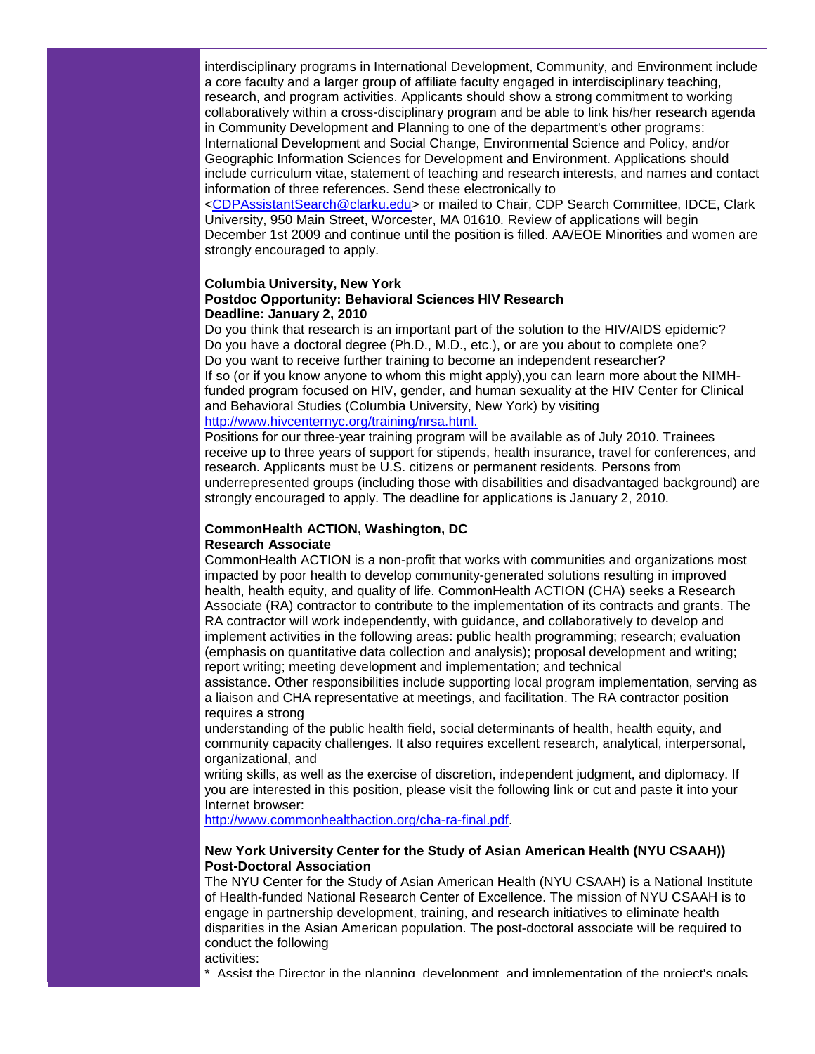interdisciplinary programs in International Development, Community, and Environment include a core faculty and a larger group of affiliate faculty engaged in interdisciplinary teaching, research, and program activities. Applicants should show a strong commitment to working collaboratively within a cross-disciplinary program and be able to link his/her research agenda in Community Development and Planning to one of the department's other programs: International Development and Social Change, Environmental Science and Policy, and/or Geographic Information Sciences for Development and Environment. Applications should include curriculum vitae, statement of teaching and research interests, and names and contact information of three references. Send these electronically to <CDPAssistantSearch@clarku.edu> or mailed to Chair, CDP Search Committee, IDCE, Clark University, 950 Main Street, Worcester, MA 01610. Review of applications will begin December 1st 2009 and continue until the position is filled. AA/EOE Minorities and women are strongly encouraged to apply.

**Columbia University, New York**
**Postdoc Opportunity: Behavioral Sciences HIV Research**
**Deadline: January 2, 2010**

Do you think that research is an important part of the solution to the HIV/AIDS epidemic? Do you have a doctoral degree (Ph.D., M.D., etc.), or are you about to complete one? Do you want to receive further training to become an independent researcher? If so (or if you know anyone to whom this might apply),you can learn more about the NIMH-funded program focused on HIV, gender, and human sexuality at the HIV Center for Clinical and Behavioral Studies (Columbia University, New York) by visiting http://www.hivcenternyc.org/training/nrsa.html.

Positions for our three-year training program will be available as of July 2010. Trainees receive up to three years of support for stipends, health insurance, travel for conferences, and research. Applicants must be U.S. citizens or permanent residents. Persons from underrepresented groups (including those with disabilities and disadvantaged background) are strongly encouraged to apply. The deadline for applications is January 2, 2010.

**CommonHealth ACTION, Washington, DC**
**Research Associate**

CommonHealth ACTION is a non-profit that works with communities and organizations most impacted by poor health to develop community-generated solutions resulting in improved health, health equity, and quality of life. CommonHealth ACTION (CHA) seeks a Research Associate (RA) contractor to contribute to the implementation of its contracts and grants. The RA contractor will work independently, with guidance, and collaboratively to develop and implement activities in the following areas: public health programming; research; evaluation (emphasis on quantitative data collection and analysis); proposal development and writing; report writing; meeting development and implementation; and technical assistance. Other responsibilities include supporting local program implementation, serving as a liaison and CHA representative at meetings, and facilitation. The RA contractor position requires a strong understanding of the public health field, social determinants of health, health equity, and community capacity challenges. It also requires excellent research, analytical, interpersonal, organizational, and writing skills, as well as the exercise of discretion, independent judgment, and diplomacy. If you are interested in this position, please visit the following link or cut and paste it into your Internet browser:
http://www.commonhealthaction.org/cha-ra-final.pdf.

**New York University Center for the Study of Asian American Health (NYU CSAAH))**
**Post-Doctoral Association**

The NYU Center for the Study of Asian American Health (NYU CSAAH) is a National Institute of Health-funded National Research Center of Excellence. The mission of NYU CSAAH is to engage in partnership development, training, and research initiatives to eliminate health disparities in the Asian American population. The post-doctoral associate will be required to conduct the following activities:

* Assist the Director in the planning, development, and implementation of the project's goals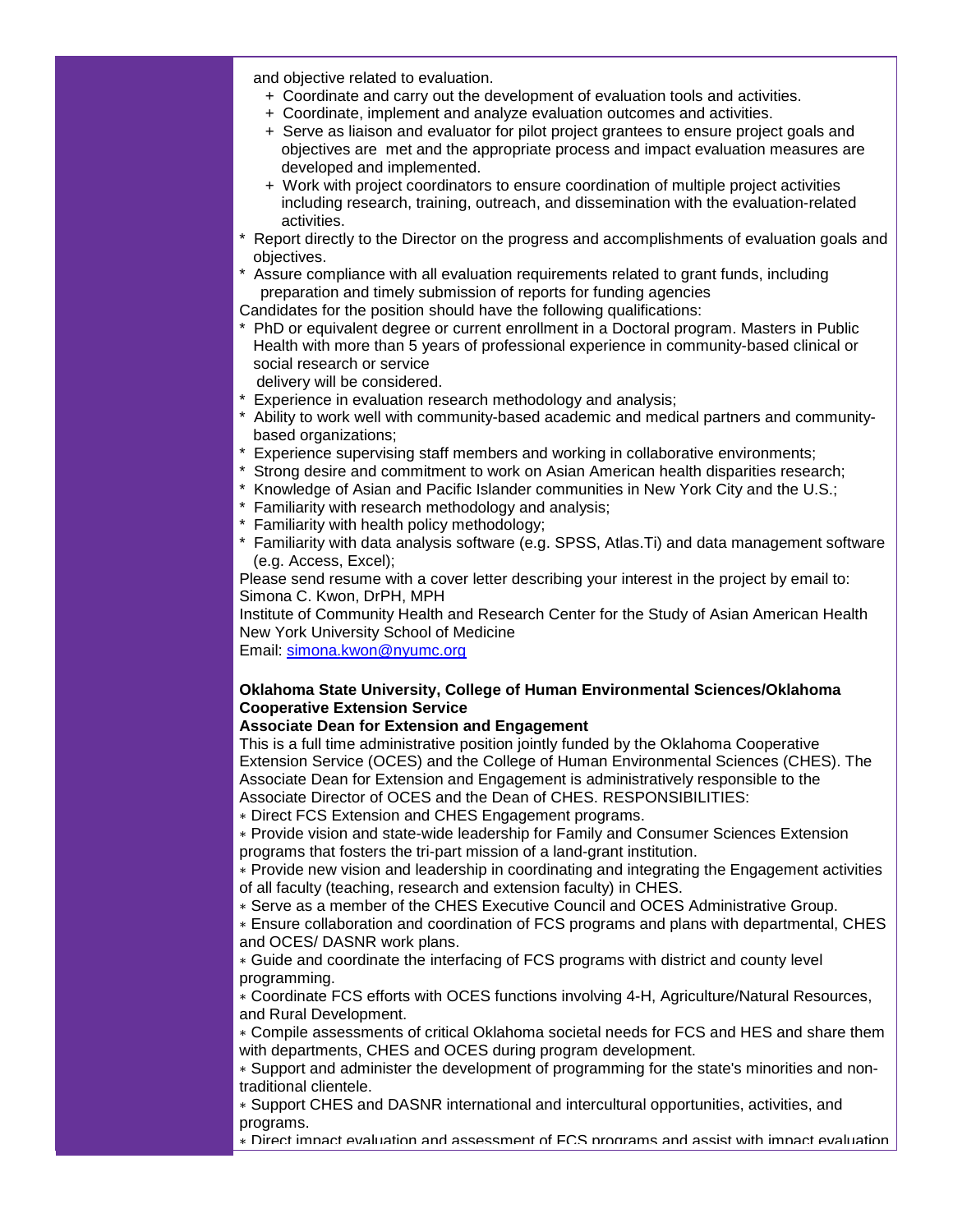and objective related to evaluation.

+ Coordinate and carry out the development of evaluation tools and activities.
+ Coordinate, implement and analyze evaluation outcomes and activities.
+ Serve as liaison and evaluator for pilot project grantees to ensure project goals and objectives are met and the appropriate process and impact evaluation measures are developed and implemented.
+ Work with project coordinators to ensure coordination of multiple project activities including research, training, outreach, and dissemination with the evaluation-related activities.

* Report directly to the Director on the progress and accomplishments of evaluation goals and objectives.
* Assure compliance with all evaluation requirements related to grant funds, including preparation and timely submission of reports for funding agencies

Candidates for the position should have the following qualifications:

* PhD or equivalent degree or current enrollment in a Doctoral program. Masters in Public Health with more than 5 years of professional experience in community-based clinical or social research or service delivery will be considered.
* Experience in evaluation research methodology and analysis;
* Ability to work well with community-based academic and medical partners and community-based organizations;
* Experience supervising staff members and working in collaborative environments;
* Strong desire and commitment to work on Asian American health disparities research;
* Knowledge of Asian and Pacific Islander communities in New York City and the U.S.;
* Familiarity with research methodology and analysis;
* Familiarity with health policy methodology;
* Familiarity with data analysis software (e.g. SPSS, Atlas.Ti) and data management software (e.g. Access, Excel);

Please send resume with a cover letter describing your interest in the project by email to:
Simona C. Kwon, DrPH, MPH
Institute of Community Health and Research Center for the Study of Asian American Health
New York University School of Medicine
Email: simona.kwon@nyumc.org

**Oklahoma State University, College of Human Environmental Sciences/Oklahoma Cooperative Extension Service**
**Associate Dean for Extension and Engagement**

This is a full time administrative position jointly funded by the Oklahoma Cooperative Extension Service (OCES) and the College of Human Environmental Sciences (CHES). The Associate Dean for Extension and Engagement is administratively responsible to the Associate Director of OCES and the Dean of CHES. RESPONSIBILITIES:

∗ Direct FCS Extension and CHES Engagement programs.
∗ Provide vision and state-wide leadership for Family and Consumer Sciences Extension programs that fosters the tri-part mission of a land-grant institution.
∗ Provide new vision and leadership in coordinating and integrating the Engagement activities of all faculty (teaching, research and extension faculty) in CHES.
∗ Serve as a member of the CHES Executive Council and OCES Administrative Group.
∗ Ensure collaboration and coordination of FCS programs and plans with departmental, CHES and OCES/ DASNR work plans.
∗ Guide and coordinate the interfacing of FCS programs with district and county level programming.
∗ Coordinate FCS efforts with OCES functions involving 4-H, Agriculture/Natural Resources, and Rural Development.
∗ Compile assessments of critical Oklahoma societal needs for FCS and HES and share them with departments, CHES and OCES during program development.
∗ Support and administer the development of programming for the state's minorities and non-traditional clientele.
∗ Support CHES and DASNR international and intercultural opportunities, activities, and programs.
∗ Direct impact evaluation and assessment of FCS programs and assist with impact evaluation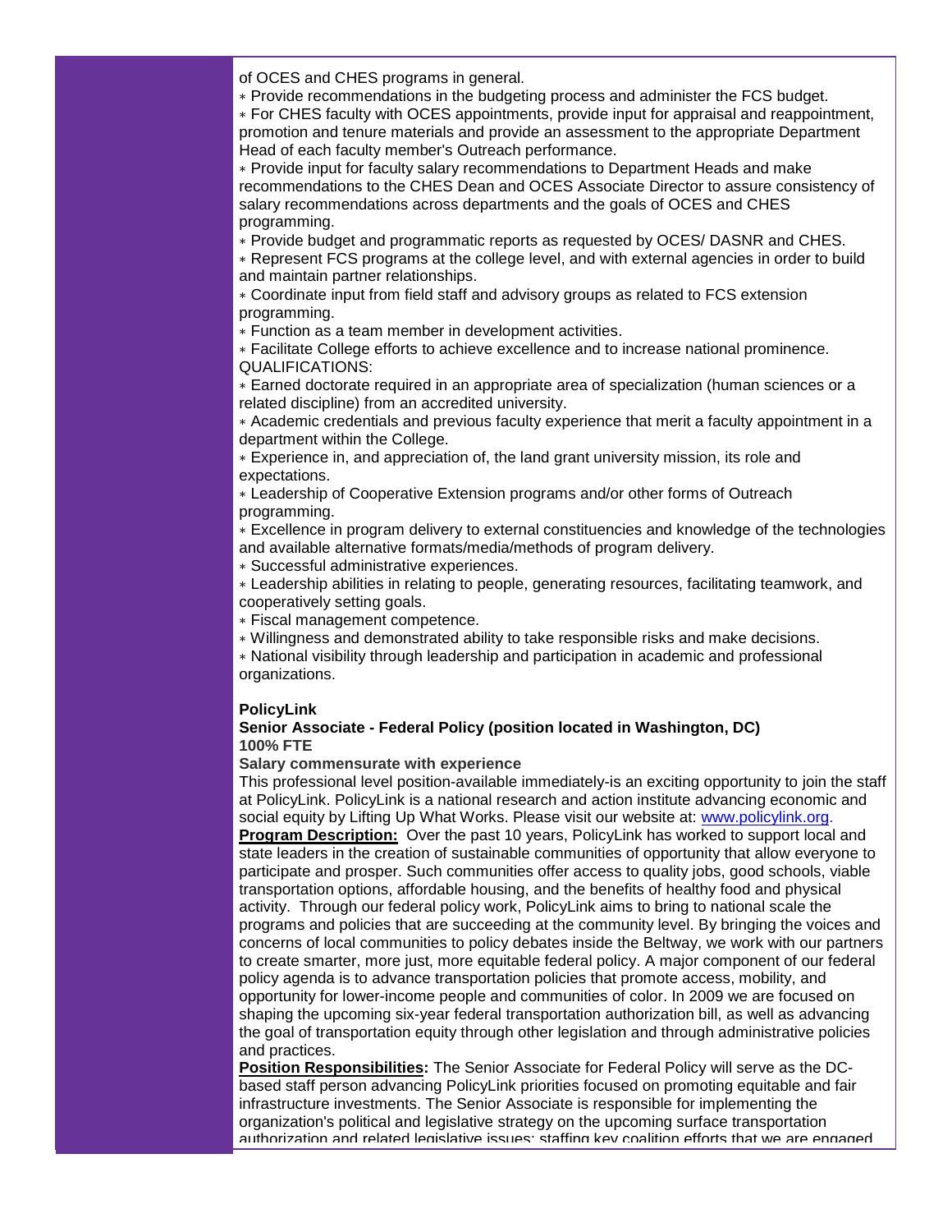of OCES and CHES programs in general.

* Provide recommendations in the budgeting process and administer the FCS budget.
* For CHES faculty with OCES appointments, provide input for appraisal and reappointment, promotion and tenure materials and provide an assessment to the appropriate Department Head of each faculty member's Outreach performance.
* Provide input for faculty salary recommendations to Department Heads and make recommendations to the CHES Dean and OCES Associate Director to assure consistency of salary recommendations across departments and the goals of OCES and CHES programming.
* Provide budget and programmatic reports as requested by OCES/ DASNR and CHES.
* Represent FCS programs at the college level, and with external agencies in order to build and maintain partner relationships.
* Coordinate input from field staff and advisory groups as related to FCS extension programming.
* Function as a team member in development activities.
* Facilitate College efforts to achieve excellence and to increase national prominence.

QUALIFICATIONS:

* Earned doctorate required in an appropriate area of specialization (human sciences or a related discipline) from an accredited university.
* Academic credentials and previous faculty experience that merit a faculty appointment in a department within the College.
* Experience in, and appreciation of, the land grant university mission, its role and expectations.
* Leadership of Cooperative Extension programs and/or other forms of Outreach programming.
* Excellence in program delivery to external constituencies and knowledge of the technologies and available alternative formats/media/methods of program delivery.
* Successful administrative experiences.
* Leadership abilities in relating to people, generating resources, facilitating teamwork, and cooperatively setting goals.
* Fiscal management competence.
* Willingness and demonstrated ability to take responsible risks and make decisions.
* National visibility through leadership and participation in academic and professional organizations.

**PolicyLink**
**Senior Associate - Federal Policy (position located in Washington, DC)**
**100% FTE**
**Salary commensurate with experience**

This professional level position-available immediately-is an exciting opportunity to join the staff at PolicyLink. PolicyLink is a national research and action institute advancing economic and social equity by Lifting Up What Works. Please visit our website at: www.policylink.org.

**Program Description:** Over the past 10 years, PolicyLink has worked to support local and state leaders in the creation of sustainable communities of opportunity that allow everyone to participate and prosper. Such communities offer access to quality jobs, good schools, viable transportation options, affordable housing, and the benefits of healthy food and physical activity. Through our federal policy work, PolicyLink aims to bring to national scale the programs and policies that are succeeding at the community level. By bringing the voices and concerns of local communities to policy debates inside the Beltway, we work with our partners to create smarter, more just, more equitable federal policy. A major component of our federal policy agenda is to advance transportation policies that promote access, mobility, and opportunity for lower-income people and communities of color. In 2009 we are focused on shaping the upcoming six-year federal transportation authorization bill, as well as advancing the goal of transportation equity through other legislation and through administrative policies and practices.

**Position Responsibilities:** The Senior Associate for Federal Policy will serve as the DC-based staff person advancing PolicyLink priorities focused on promoting equitable and fair infrastructure investments. The Senior Associate is responsible for implementing the organization's political and legislative strategy on the upcoming surface transportation authorization and related legislative issues; staffing key coalition efforts that we are engaged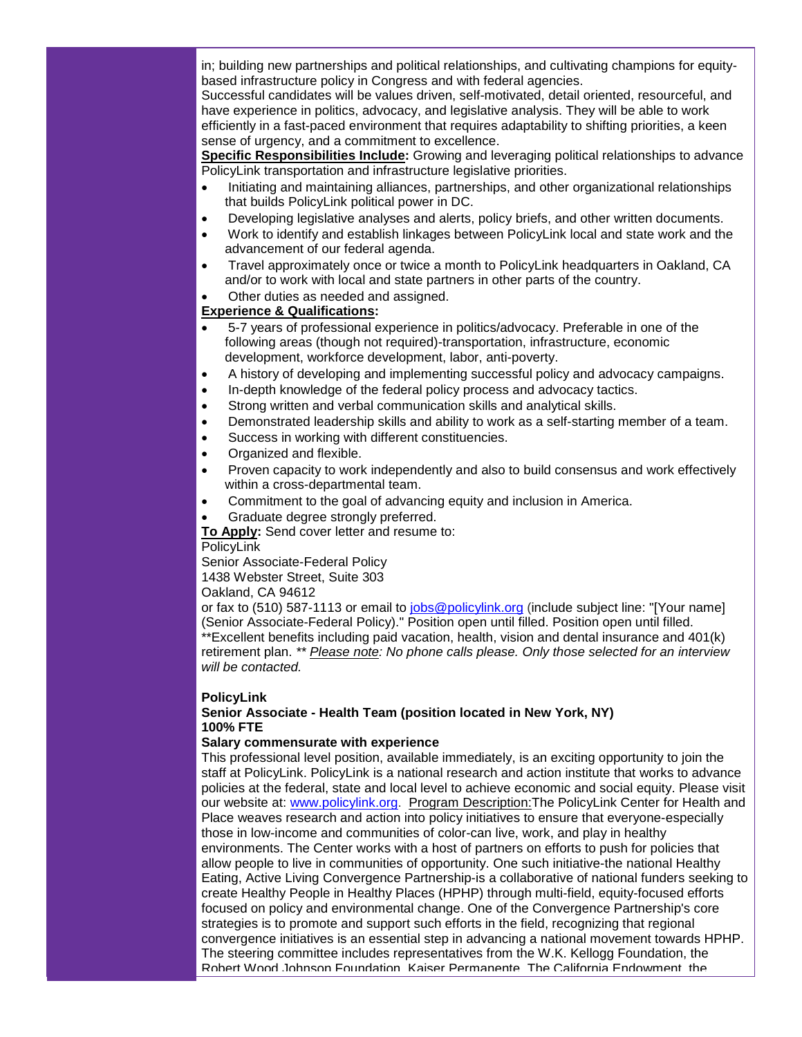in; building new partnerships and political relationships, and cultivating champions for equity-based infrastructure policy in Congress and with federal agencies.

Successful candidates will be values driven, self-motivated, detail oriented, resourceful, and have experience in politics, advocacy, and legislative analysis. They will be able to work efficiently in a fast-paced environment that requires adaptability to shifting priorities, a keen sense of urgency, and a commitment to excellence.

**Specific Responsibilities Include:** Growing and leveraging political relationships to advance PolicyLink transportation and infrastructure legislative priorities.

- Initiating and maintaining alliances, partnerships, and other organizational relationships that builds PolicyLink political power in DC.
- Developing legislative analyses and alerts, policy briefs, and other written documents.
- Work to identify and establish linkages between PolicyLink local and state work and the advancement of our federal agenda.
- Travel approximately once or twice a month to PolicyLink headquarters in Oakland, CA and/or to work with local and state partners in other parts of the country.
- Other duties as needed and assigned.

**Experience & Qualifications:**

- 5-7 years of professional experience in politics/advocacy. Preferable in one of the following areas (though not required)-transportation, infrastructure, economic development, workforce development, labor, anti-poverty.
- A history of developing and implementing successful policy and advocacy campaigns.
- In-depth knowledge of the federal policy process and advocacy tactics.
- Strong written and verbal communication skills and analytical skills.
- Demonstrated leadership skills and ability to work as a self-starting member of a team.
- Success in working with different constituencies.
- Organized and flexible.
- Proven capacity to work independently and also to build consensus and work effectively within a cross-departmental team.
- Commitment to the goal of advancing equity and inclusion in America.
- Graduate degree strongly preferred.

**To Apply:** Send cover letter and resume to:

PolicyLink
Senior Associate-Federal Policy
1438 Webster Street, Suite 303
Oakland, CA 94612

or fax to (510) 587-1113 or email to jobs@policylink.org (include subject line: "[Your name] (Senior Associate-Federal Policy)." Position open until filled. Position open until filled. **Excellent benefits including paid vacation, health, vision and dental insurance and 401(k) retirement plan. ** *Please note: No phone calls please. Only those selected for an interview will be contacted.*

**PolicyLink**
**Senior Associate - Health Team (position located in New York, NY)**
**100% FTE**
**Salary commensurate with experience**

This professional level position, available immediately, is an exciting opportunity to join the staff at PolicyLink. PolicyLink is a national research and action institute that works to advance policies at the federal, state and local level to achieve economic and social equity. Please visit our website at: www.policylink.org. Program Description:The PolicyLink Center for Health and Place weaves research and action into policy initiatives to ensure that everyone-especially those in low-income and communities of color-can live, work, and play in healthy environments. The Center works with a host of partners on efforts to push for policies that allow people to live in communities of opportunity. One such initiative-the national Healthy Eating, Active Living Convergence Partnership-is a collaborative of national funders seeking to create Healthy People in Healthy Places (HPHP) through multi-field, equity-focused efforts focused on policy and environmental change. One of the Convergence Partnership's core strategies is to promote and support such efforts in the field, recognizing that regional convergence initiatives is an essential step in advancing a national movement towards HPHP. The steering committee includes representatives from the W.K. Kellogg Foundation, the Robert Wood Johnson Foundation, Kaiser Permanente, The California Endowment, the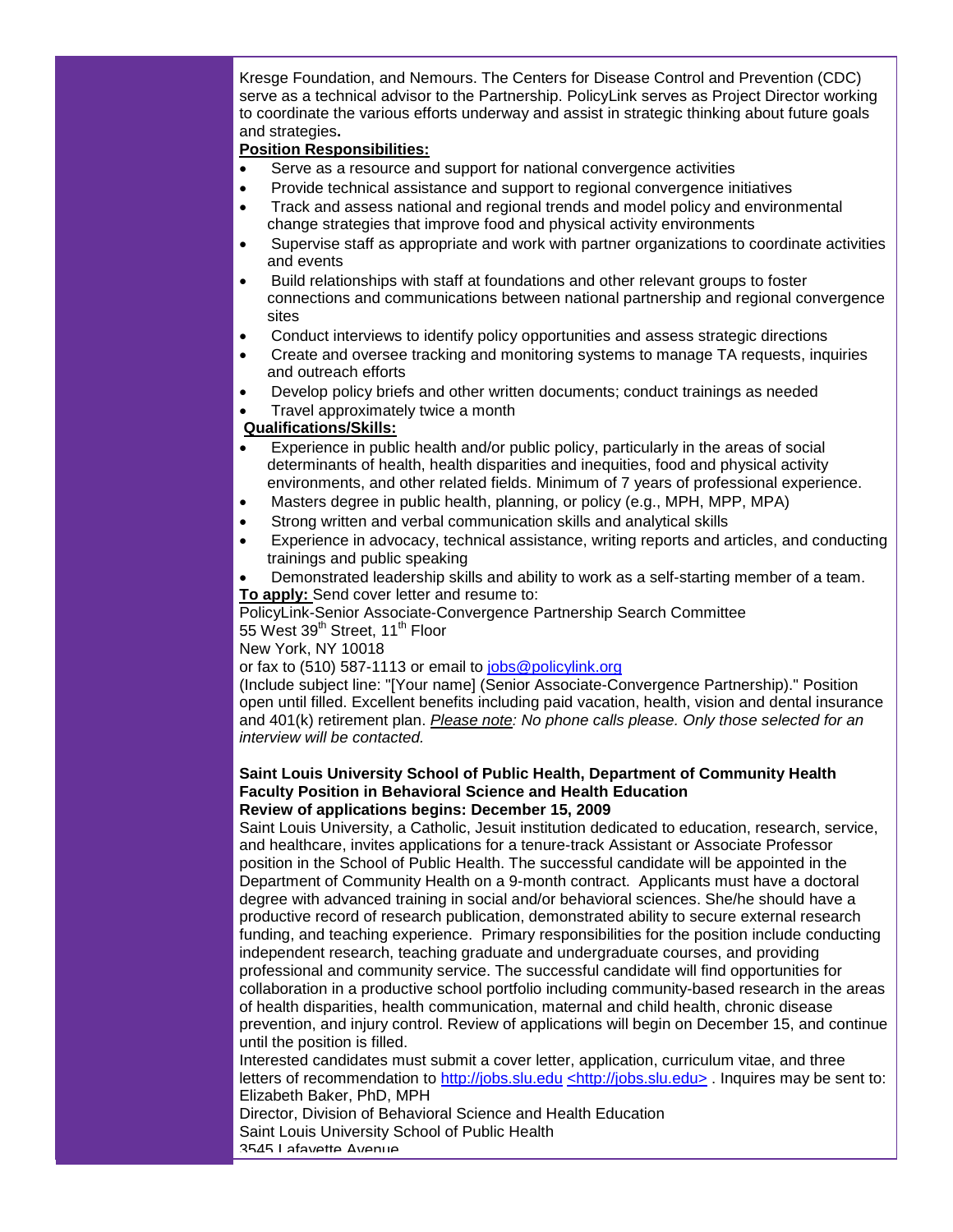Kresge Foundation, and Nemours. The Centers for Disease Control and Prevention (CDC) serve as a technical advisor to the Partnership. PolicyLink serves as Project Director working to coordinate the various efforts underway and assist in strategic thinking about future goals and strategies**.**

**Position Responsibilities:**

- Serve as a resource and support for national convergence activities
- Provide technical assistance and support to regional convergence initiatives
- Track and assess national and regional trends and model policy and environmental change strategies that improve food and physical activity environments
- Supervise staff as appropriate and work with partner organizations to coordinate activities and events
- Build relationships with staff at foundations and other relevant groups to foster connections and communications between national partnership and regional convergence sites
- Conduct interviews to identify policy opportunities and assess strategic directions
- Create and oversee tracking and monitoring systems to manage TA requests, inquiries and outreach efforts
- Develop policy briefs and other written documents; conduct trainings as needed
- Travel approximately twice a month

**Qualifications/Skills:**

- Experience in public health and/or public policy, particularly in the areas of social determinants of health, health disparities and inequities, food and physical activity environments, and other related fields. Minimum of 7 years of professional experience.
- Masters degree in public health, planning, or policy (e.g., MPH, MPP, MPA)
- Strong written and verbal communication skills and analytical skills
- Experience in advocacy, technical assistance, writing reports and articles, and conducting trainings and public speaking
- Demonstrated leadership skills and ability to work as a self-starting member of a team.

**To apply:** Send cover letter and resume to:
PolicyLink-Senior Associate-Convergence Partnership Search Committee
55 West 39th Street, 11th Floor
New York, NY 10018
or fax to (510) 587-1113 or email to jobs@policylink.org
(Include subject line: "[Your name] (Senior Associate-Convergence Partnership)." Position open until filled. Excellent benefits including paid vacation, health, vision and dental insurance and 401(k) retirement plan. *Please note: No phone calls please. Only those selected for an interview will be contacted.*

**Saint Louis University School of Public Health, Department of Community Health**
**Faculty Position in Behavioral Science and Health Education**
**Review of applications begins: December 15, 2009**

Saint Louis University, a Catholic, Jesuit institution dedicated to education, research, service, and healthcare, invites applications for a tenure-track Assistant or Associate Professor position in the School of Public Health. The successful candidate will be appointed in the Department of Community Health on a 9-month contract. Applicants must have a doctoral degree with advanced training in social and/or behavioral sciences. She/he should have a productive record of research publication, demonstrated ability to secure external research funding, and teaching experience. Primary responsibilities for the position include conducting independent research, teaching graduate and undergraduate courses, and providing professional and community service. The successful candidate will find opportunities for collaboration in a productive school portfolio including community-based research in the areas of health disparities, health communication, maternal and child health, chronic disease prevention, and injury control. Review of applications will begin on December 15, and continue until the position is filled.

Interested candidates must submit a cover letter, application, curriculum vitae, and three letters of recommendation to http://jobs.slu.edu <http://jobs.slu.edu> . Inquires may be sent to:
Elizabeth Baker, PhD, MPH
Director, Division of Behavioral Science and Health Education
Saint Louis University School of Public Health
3545 Lafayette Avenue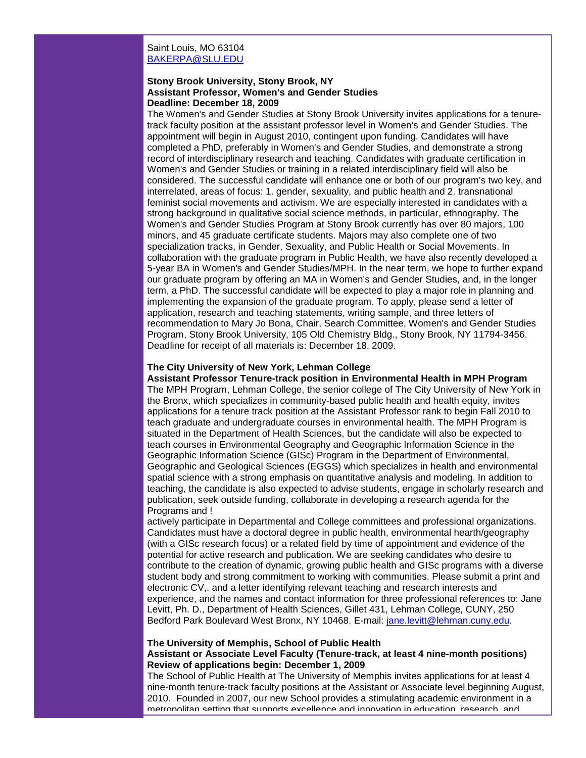Saint Louis, MO 63104
BAKERPA@SLU.EDU

**Stony Brook University, Stony Brook, NY**
**Assistant Professor, Women's and Gender Studies**
**Deadline: December 18, 2009**

The Women's and Gender Studies at Stony Brook University invites applications for a tenure-track faculty position at the assistant professor level in Women's and Gender Studies. The appointment will begin in August 2010, contingent upon funding. Candidates will have completed a PhD, preferably in Women's and Gender Studies, and demonstrate a strong record of interdisciplinary research and teaching. Candidates with graduate certification in Women's and Gender Studies or training in a related interdisciplinary field will also be considered. The successful candidate will enhance one or both of our program's two key, and interrelated, areas of focus: 1. gender, sexuality, and public health and 2. transnational feminist social movements and activism. We are especially interested in candidates with a strong background in qualitative social science methods, in particular, ethnography. The Women's and Gender Studies Program at Stony Brook currently has over 80 majors, 100 minors, and 45 graduate certificate students. Majors may also complete one of two specialization tracks, in Gender, Sexuality, and Public Health or Social Movements. In collaboration with the graduate program in Public Health, we have also recently developed a 5-year BA in Women's and Gender Studies/MPH. In the near term, we hope to further expand our graduate program by offering an MA in Women's and Gender Studies, and, in the longer term, a PhD. The successful candidate will be expected to play a major role in planning and implementing the expansion of the graduate program. To apply, please send a letter of application, research and teaching statements, writing sample, and three letters of recommendation to Mary Jo Bona, Chair, Search Committee, Women's and Gender Studies Program, Stony Brook University, 105 Old Chemistry Bldg., Stony Brook, NY 11794-3456. Deadline for receipt of all materials is: December 18, 2009.

**The City University of New York, Lehman College**
**Assistant Professor Tenure-track position in Environmental Health in MPH Program**

The MPH Program, Lehman College, the senior college of The City University of New York in the Bronx, which specializes in community-based public health and health equity, invites applications for a tenure track position at the Assistant Professor rank to begin Fall 2010 to teach graduate and undergraduate courses in environmental health. The MPH Program is situated in the Department of Health Sciences, but the candidate will also be expected to teach courses in Environmental Geography and Geographic Information Science in the Geographic Information Science (GISc) Program in the Department of Environmental, Geographic and Geological Sciences (EGGS) which specializes in health and environmental spatial science with a strong emphasis on quantitative analysis and modeling. In addition to teaching, the candidate is also expected to advise students, engage in scholarly research and publication, seek outside funding, collaborate in developing a research agenda for the Programs and !
actively participate in Departmental and College committees and professional organizations. Candidates must have a doctoral degree in public health, environmental hearth/geography (with a GISc research focus) or a related field by time of appointment and evidence of the potential for active research and publication. We are seeking candidates who desire to contribute to the creation of dynamic, growing public health and GISc programs with a diverse student body and strong commitment to working with communities. Please submit a print and electronic CV,. and a letter identifying relevant teaching and research interests and experience, and the names and contact information for three professional references to: Jane Levitt, Ph. D., Department of Health Sciences, Gillet 431, Lehman College, CUNY, 250 Bedford Park Boulevard West Bronx, NY 10468. E-mail: jane.levitt@lehman.cuny.edu.

**The University of Memphis, School of Public Health**
**Assistant or Associate Level Faculty (Tenure-track, at least 4 nine-month positions)**
**Review of applications begin: December 1, 2009**

The School of Public Health at The University of Memphis invites applications for at least 4 nine-month tenure-track faculty positions at the Assistant or Associate level beginning August, 2010. Founded in 2007, our new School provides a stimulating academic environment in a metropolitan setting that supports excellence and innovation in education, research, and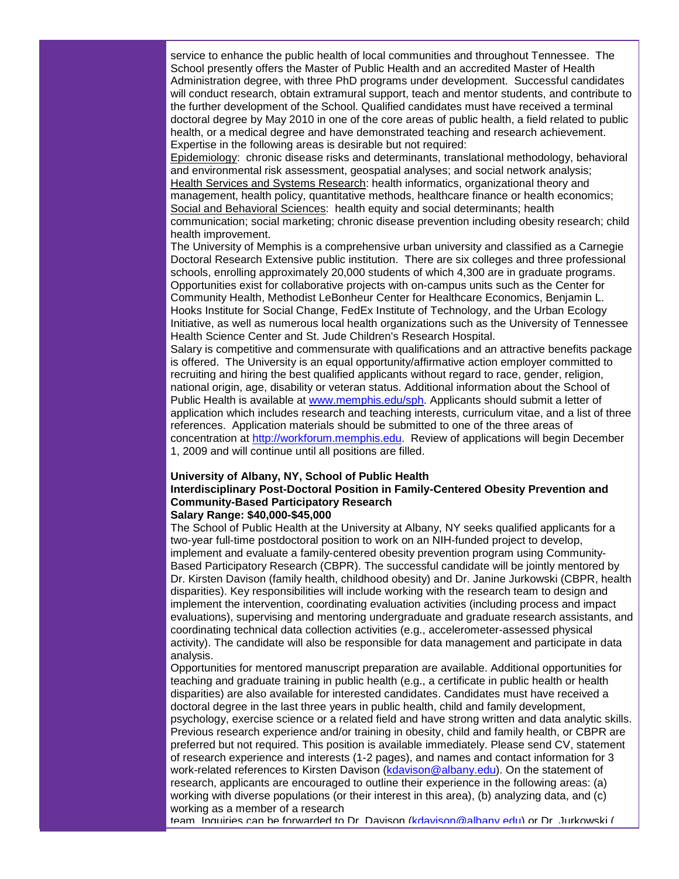service to enhance the public health of local communities and throughout Tennessee. The School presently offers the Master of Public Health and an accredited Master of Health Administration degree, with three PhD programs under development. Successful candidates will conduct research, obtain extramural support, teach and mentor students, and contribute to the further development of the School. Qualified candidates must have received a terminal doctoral degree by May 2010 in one of the core areas of public health, a field related to public health, or a medical degree and have demonstrated teaching and research achievement. Expertise in the following areas is desirable but not required:

Epidemiology: chronic disease risks and determinants, translational methodology, behavioral and environmental risk assessment, geospatial analyses; and social network analysis;
Health Services and Systems Research: health informatics, organizational theory and management, health policy, quantitative methods, healthcare finance or health economics;
Social and Behavioral Sciences: health equity and social determinants; health communication; social marketing; chronic disease prevention including obesity research; child health improvement.

The University of Memphis is a comprehensive urban university and classified as a Carnegie Doctoral Research Extensive public institution. There are six colleges and three professional schools, enrolling approximately 20,000 students of which 4,300 are in graduate programs. Opportunities exist for collaborative projects with on-campus units such as the Center for Community Health, Methodist LeBonheur Center for Healthcare Economics, Benjamin L. Hooks Institute for Social Change, FedEx Institute of Technology, and the Urban Ecology Initiative, as well as numerous local health organizations such as the University of Tennessee Health Science Center and St. Jude Children's Research Hospital.

Salary is competitive and commensurate with qualifications and an attractive benefits package is offered. The University is an equal opportunity/affirmative action employer committed to recruiting and hiring the best qualified applicants without regard to race, gender, religion, national origin, age, disability or veteran status. Additional information about the School of Public Health is available at www.memphis.edu/sph. Applicants should submit a letter of application which includes research and teaching interests, curriculum vitae, and a list of three references. Application materials should be submitted to one of the three areas of concentration at http://workforum.memphis.edu. Review of applications will begin December 1, 2009 and will continue until all positions are filled.

**University of Albany, NY, School of Public Health**
**Interdisciplinary Post-Doctoral Position in Family-Centered Obesity Prevention and Community-Based Participatory Research**
**Salary Range: $40,000-$45,000**

The School of Public Health at the University at Albany, NY seeks qualified applicants for a two-year full-time postdoctoral position to work on an NIH-funded project to develop, implement and evaluate a family-centered obesity prevention program using Community-Based Participatory Research (CBPR). The successful candidate will be jointly mentored by Dr. Kirsten Davison (family health, childhood obesity) and Dr. Janine Jurkowski (CBPR, health disparities). Key responsibilities will include working with the research team to design and implement the intervention, coordinating evaluation activities (including process and impact evaluations), supervising and mentoring undergraduate and graduate research assistants, and coordinating technical data collection activities (e.g., accelerometer-assessed physical activity). The candidate will also be responsible for data management and participate in data analysis.

Opportunities for mentored manuscript preparation are available. Additional opportunities for teaching and graduate training in public health (e.g., a certificate in public health or health disparities) are also available for interested candidates. Candidates must have received a doctoral degree in the last three years in public health, child and family development, psychology, exercise science or a related field and have strong written and data analytic skills. Previous research experience and/or training in obesity, child and family health, or CBPR are preferred but not required. This position is available immediately. Please send CV, statement of research experience and interests (1-2 pages), and names and contact information for 3 work-related references to Kirsten Davison (kdavison@albany.edu). On the statement of research, applicants are encouraged to outline their experience in the following areas: (a) working with diverse populations (or their interest in this area), (b) analyzing data, and (c) working as a member of a research team. Inquiries can be forwarded to Dr. Davison (kdavison@albany.edu) or Dr. Jurkowski (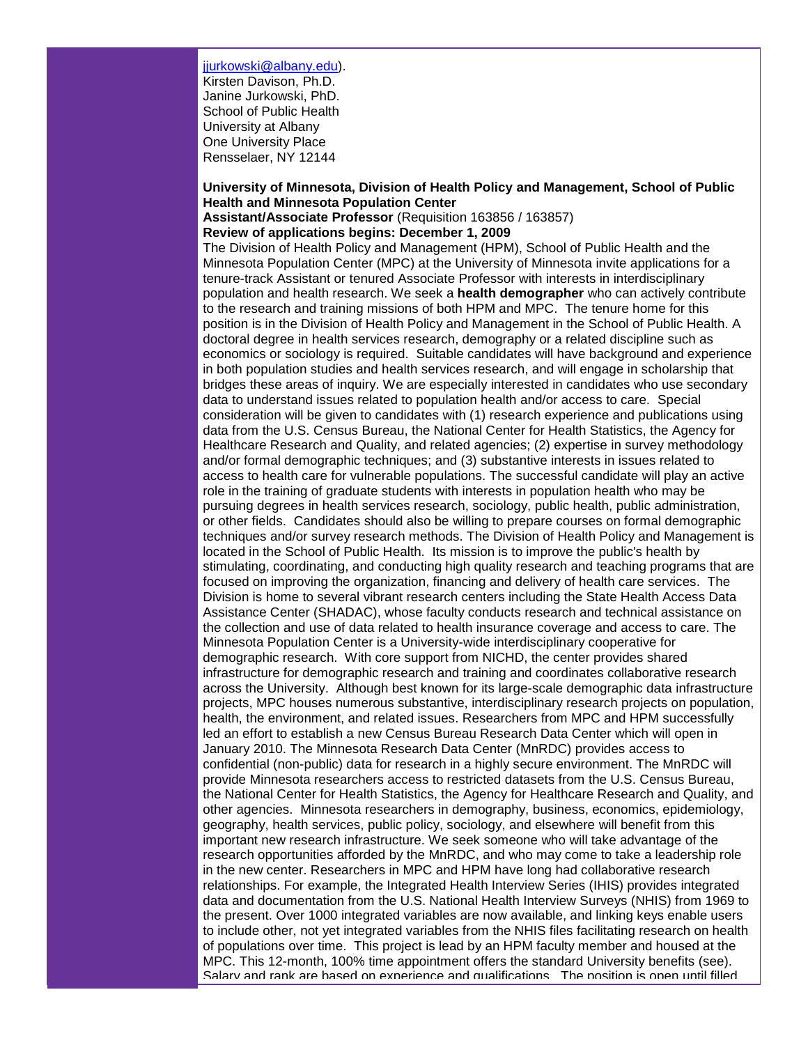[jjurkowski@albany.edu](mailto:jjurkowski@albany.edu)).
Kirsten Davison, Ph.D.
Janine Jurkowski, PhD.
School of Public Health
University at Albany
One University Place
Rensselaer, NY 12144

**University of Minnesota, Division of Health Policy and Management, School of Public Health and Minnesota Population Center**
**Assistant/Associate Professor** (Requisition 163856 / 163857)
**Review of applications begins: December 1, 2009**
The Division of Health Policy and Management (HPM), School of Public Health and the Minnesota Population Center (MPC) at the University of Minnesota invite applications for a tenure-track Assistant or tenured Associate Professor with interests in interdisciplinary population and health research. We seek a **health demographer** who can actively contribute to the research and training missions of both HPM and MPC. The tenure home for this position is in the Division of Health Policy and Management in the School of Public Health. A doctoral degree in health services research, demography or a related discipline such as economics or sociology is required. Suitable candidates will have background and experience in both population studies and health services research, and will engage in scholarship that bridges these areas of inquiry. We are especially interested in candidates who use secondary data to understand issues related to population health and/or access to care. Special consideration will be given to candidates with (1) research experience and publications using data from the U.S. Census Bureau, the National Center for Health Statistics, the Agency for Healthcare Research and Quality, and related agencies; (2) expertise in survey methodology and/or formal demographic techniques; and (3) substantive interests in issues related to access to health care for vulnerable populations. The successful candidate will play an active role in the training of graduate students with interests in population health who may be pursuing degrees in health services research, sociology, public health, public administration, or other fields. Candidates should also be willing to prepare courses on formal demographic techniques and/or survey research methods. The Division of Health Policy and Management is located in the School of Public Health. Its mission is to improve the public's health by stimulating, coordinating, and conducting high quality research and teaching programs that are focused on improving the organization, financing and delivery of health care services. The Division is home to several vibrant research centers including the State Health Access Data Assistance Center (SHADAC), whose faculty conducts research and technical assistance on the collection and use of data related to health insurance coverage and access to care. The Minnesota Population Center is a University-wide interdisciplinary cooperative for demographic research. With core support from NICHD, the center provides shared infrastructure for demographic research and training and coordinates collaborative research across the University. Although best known for its large-scale demographic data infrastructure projects, MPC houses numerous substantive, interdisciplinary research projects on population, health, the environment, and related issues. Researchers from MPC and HPM successfully led an effort to establish a new Census Bureau Research Data Center which will open in January 2010. The Minnesota Research Data Center (MnRDC) provides access to confidential (non-public) data for research in a highly secure environment. The MnRDC will provide Minnesota researchers access to restricted datasets from the U.S. Census Bureau, the National Center for Health Statistics, the Agency for Healthcare Research and Quality, and other agencies. Minnesota researchers in demography, business, economics, epidemiology, geography, health services, public policy, sociology, and elsewhere will benefit from this important new research infrastructure. We seek someone who will take advantage of the research opportunities afforded by the MnRDC, and who may come to take a leadership role in the new center. Researchers in MPC and HPM have long had collaborative research relationships. For example, the Integrated Health Interview Series (IHIS) provides integrated data and documentation from the U.S. National Health Interview Surveys (NHIS) from 1969 to the present. Over 1000 integrated variables are now available, and linking keys enable users to include other, not yet integrated variables from the NHIS files facilitating research on health of populations over time. This project is lead by an HPM faculty member and housed at the MPC. This 12-month, 100% time appointment offers the standard University benefits (see). Salary and rank are based on experience and qualifications. The position is open until filled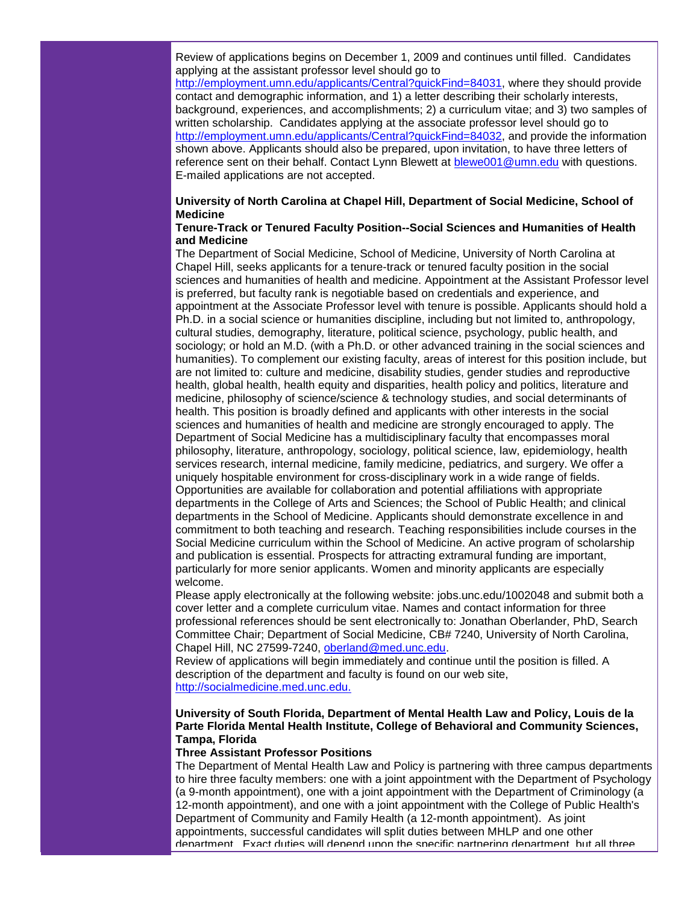Review of applications begins on December 1, 2009 and continues until filled. Candidates applying at the assistant professor level should go to http://employment.umn.edu/applicants/Central?quickFind=84031, where they should provide contact and demographic information, and 1) a letter describing their scholarly interests, background, experiences, and accomplishments; 2) a curriculum vitae; and 3) two samples of written scholarship. Candidates applying at the associate professor level should go to http://employment.umn.edu/applicants/Central?quickFind=84032, and provide the information shown above. Applicants should also be prepared, upon invitation, to have three letters of reference sent on their behalf. Contact Lynn Blewett at blewe001@umn.edu with questions. E-mailed applications are not accepted.

**University of North Carolina at Chapel Hill, Department of Social Medicine, School of Medicine**

**Tenure-Track or Tenured Faculty Position--Social Sciences and Humanities of Health and Medicine**

The Department of Social Medicine, School of Medicine, University of North Carolina at Chapel Hill, seeks applicants for a tenure-track or tenured faculty position in the social sciences and humanities of health and medicine. Appointment at the Assistant Professor level is preferred, but faculty rank is negotiable based on credentials and experience, and appointment at the Associate Professor level with tenure is possible. Applicants should hold a Ph.D. in a social science or humanities discipline, including but not limited to, anthropology, cultural studies, demography, literature, political science, psychology, public health, and sociology; or hold an M.D. (with a Ph.D. or other advanced training in the social sciences and humanities). To complement our existing faculty, areas of interest for this position include, but are not limited to: culture and medicine, disability studies, gender studies and reproductive health, global health, health equity and disparities, health policy and politics, literature and medicine, philosophy of science/science & technology studies, and social determinants of health. This position is broadly defined and applicants with other interests in the social sciences and humanities of health and medicine are strongly encouraged to apply. The Department of Social Medicine has a multidisciplinary faculty that encompasses moral philosophy, literature, anthropology, sociology, political science, law, epidemiology, health services research, internal medicine, family medicine, pediatrics, and surgery. We offer a uniquely hospitable environment for cross-disciplinary work in a wide range of fields. Opportunities are available for collaboration and potential affiliations with appropriate departments in the College of Arts and Sciences; the School of Public Health; and clinical departments in the School of Medicine. Applicants should demonstrate excellence in and commitment to both teaching and research. Teaching responsibilities include courses in the Social Medicine curriculum within the School of Medicine. An active program of scholarship and publication is essential. Prospects for attracting extramural funding are important, particularly for more senior applicants. Women and minority applicants are especially welcome.

Please apply electronically at the following website: jobs.unc.edu/1002048 and submit both a cover letter and a complete curriculum vitae. Names and contact information for three professional references should be sent electronically to: Jonathan Oberlander, PhD, Search Committee Chair; Department of Social Medicine, CB# 7240, University of North Carolina, Chapel Hill, NC 27599-7240, oberland@med.unc.edu.

Review of applications will begin immediately and continue until the position is filled. A description of the department and faculty is found on our web site, http://socialmedicine.med.unc.edu.

**University of South Florida, Department of Mental Health Law and Policy, Louis de la Parte Florida Mental Health Institute, College of Behavioral and Community Sciences, Tampa, Florida**

**Three Assistant Professor Positions**

The Department of Mental Health Law and Policy is partnering with three campus departments to hire three faculty members: one with a joint appointment with the Department of Psychology (a 9-month appointment), one with a joint appointment with the Department of Criminology (a 12-month appointment), and one with a joint appointment with the College of Public Health's Department of Community and Family Health (a 12-month appointment). As joint appointments, successful candidates will split duties between MHLP and one other department. Exact duties will depend upon the specific partnering department, but all three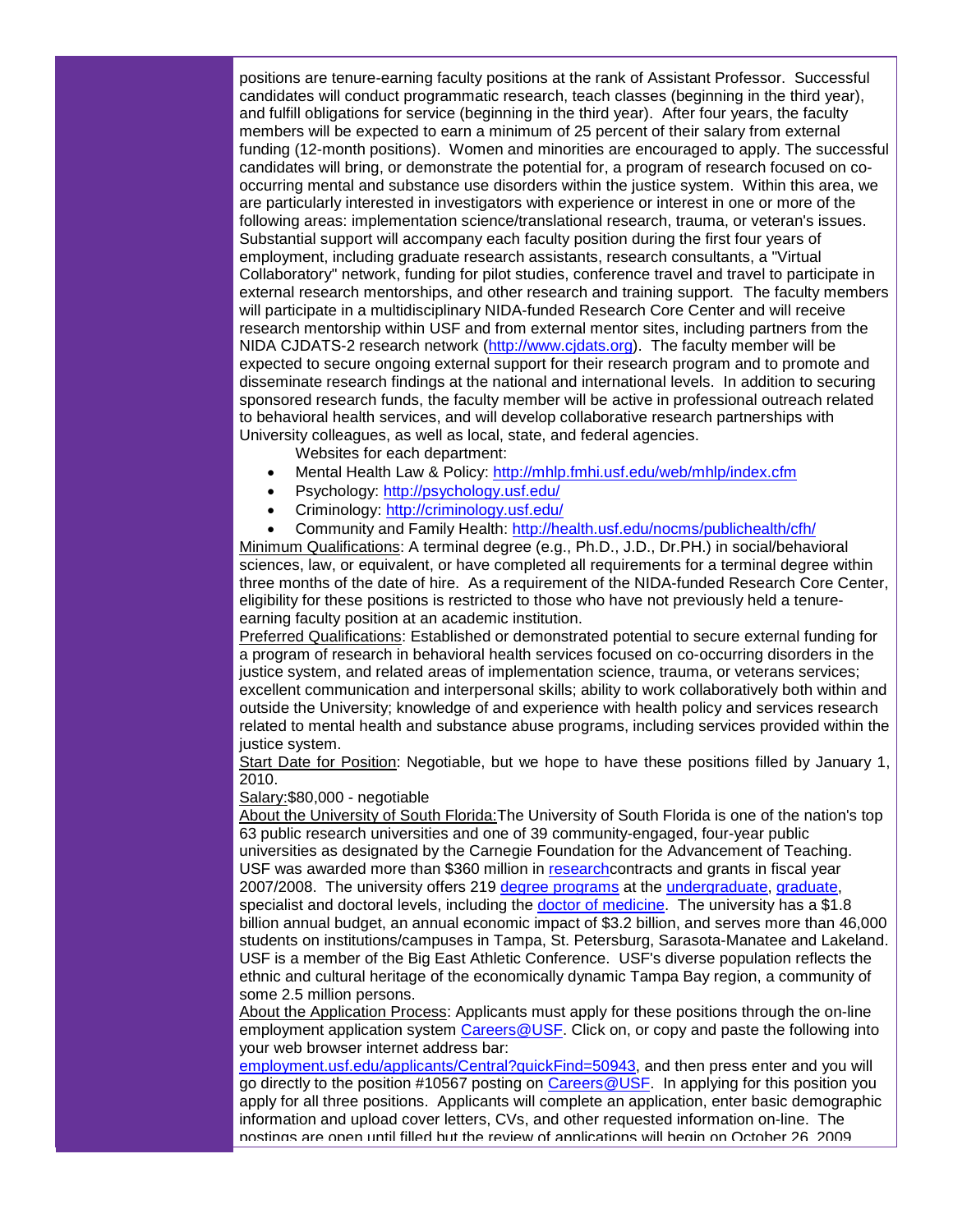positions are tenure-earning faculty positions at the rank of Assistant Professor. Successful candidates will conduct programmatic research, teach classes (beginning in the third year), and fulfill obligations for service (beginning in the third year). After four years, the faculty members will be expected to earn a minimum of 25 percent of their salary from external funding (12-month positions). Women and minorities are encouraged to apply. The successful candidates will bring, or demonstrate the potential for, a program of research focused on co-occurring mental and substance use disorders within the justice system. Within this area, we are particularly interested in investigators with experience or interest in one or more of the following areas: implementation science/translational research, trauma, or veteran's issues. Substantial support will accompany each faculty position during the first four years of employment, including graduate research assistants, research consultants, a "Virtual Collaboratory" network, funding for pilot studies, conference travel and travel to participate in external research mentorships, and other research and training support. The faculty members will participate in a multidisciplinary NIDA-funded Research Core Center and will receive research mentorship within USF and from external mentor sites, including partners from the NIDA CJDATS-2 research network (http://www.cjdats.org). The faculty member will be expected to secure ongoing external support for their research program and to promote and disseminate research findings at the national and international levels. In addition to securing sponsored research funds, the faculty member will be active in professional outreach related to behavioral health services, and will develop collaborative research partnerships with University colleagues, as well as local, state, and federal agencies.

Websites for each department:

- Mental Health Law & Policy: http://mhlp.fmhi.usf.edu/web/mhlp/index.cfm
- Psychology: http://psychology.usf.edu/
- Criminology: http://criminology.usf.edu/
- Community and Family Health: http://health.usf.edu/nocms/publichealth/cfh/

Minimum Qualifications: A terminal degree (e.g., Ph.D., J.D., Dr.PH.) in social/behavioral sciences, law, or equivalent, or have completed all requirements for a terminal degree within three months of the date of hire. As a requirement of the NIDA-funded Research Core Center, eligibility for these positions is restricted to those who have not previously held a tenure-earning faculty position at an academic institution.

Preferred Qualifications: Established or demonstrated potential to secure external funding for a program of research in behavioral health services focused on co-occurring disorders in the justice system, and related areas of implementation science, trauma, or veterans services; excellent communication and interpersonal skills; ability to work collaboratively both within and outside the University; knowledge of and experience with health policy and services research related to mental health and substance abuse programs, including services provided within the justice system.

Start Date for Position: Negotiable, but we hope to have these positions filled by January 1, 2010.

Salary:$80,000 - negotiable

About the University of South Florida:The University of South Florida is one of the nation's top 63 public research universities and one of 39 community-engaged, four-year public universities as designated by the Carnegie Foundation for the Advancement of Teaching. USF was awarded more than $360 million in researchcontracts and grants in fiscal year 2007/2008. The university offers 219 degree programs at the undergraduate, graduate, specialist and doctoral levels, including the doctor of medicine. The university has a $1.8 billion annual budget, an annual economic impact of $3.2 billion, and serves more than 46,000 students on institutions/campuses in Tampa, St. Petersburg, Sarasota-Manatee and Lakeland. USF is a member of the Big East Athletic Conference. USF's diverse population reflects the ethnic and cultural heritage of the economically dynamic Tampa Bay region, a community of some 2.5 million persons.

About the Application Process: Applicants must apply for these positions through the on-line employment application system Careers@USF. Click on, or copy and paste the following into your web browser internet address bar: employment.usf.edu/applicants/Central?quickFind=50943, and then press enter and you will go directly to the position #10567 posting on Careers@USF. In applying for this position you apply for all three positions. Applicants will complete an application, enter basic demographic information and upload cover letters, CVs, and other requested information on-line. The postings are open until filled but the review of applications will begin on October 26, 2009.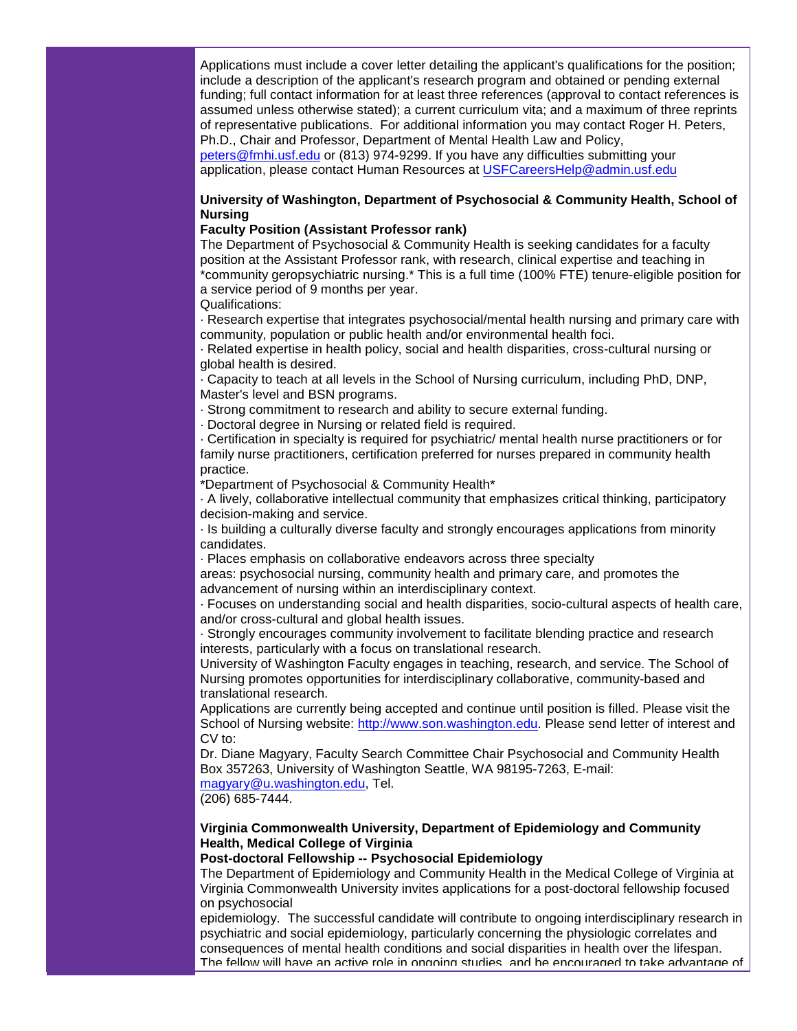Applications must include a cover letter detailing the applicant's qualifications for the position; include a description of the applicant's research program and obtained or pending external funding; full contact information for at least three references (approval to contact references is assumed unless otherwise stated); a current curriculum vita; and a maximum of three reprints of representative publications. For additional information you may contact Roger H. Peters, Ph.D., Chair and Professor, Department of Mental Health Law and Policy, peters@fmhi.usf.edu or (813) 974-9299. If you have any difficulties submitting your application, please contact Human Resources at USFCareersHelp@admin.usf.edu

**University of Washington, Department of Psychosocial & Community Health, School of Nursing**
**Faculty Position (Assistant Professor rank)**

The Department of Psychosocial & Community Health is seeking candidates for a faculty position at the Assistant Professor rank, with research, clinical expertise and teaching in *community geropsychiatric nursing.* This is a full time (100% FTE) tenure-eligible position for a service period of 9 months per year.

Qualifications:

· Research expertise that integrates psychosocial/mental health nursing and primary care with community, population or public health and/or environmental health foci.
· Related expertise in health policy, social and health disparities, cross-cultural nursing or global health is desired.
· Capacity to teach at all levels in the School of Nursing curriculum, including PhD, DNP, Master's level and BSN programs.
· Strong commitment to research and ability to secure external funding.
· Doctoral degree in Nursing or related field is required.
· Certification in specialty is required for psychiatric/ mental health nurse practitioners or for family nurse practitioners, certification preferred for nurses prepared in community health practice.

*Department of Psychosocial & Community Health*

· A lively, collaborative intellectual community that emphasizes critical thinking, participatory decision-making and service.
· Is building a culturally diverse faculty and strongly encourages applications from minority candidates.
· Places emphasis on collaborative endeavors across three specialty areas: psychosocial nursing, community health and primary care, and promotes the advancement of nursing within an interdisciplinary context.
· Focuses on understanding social and health disparities, socio-cultural aspects of health care, and/or cross-cultural and global health issues.
· Strongly encourages community involvement to facilitate blending practice and research interests, particularly with a focus on translational research.

University of Washington Faculty engages in teaching, research, and service. The School of Nursing promotes opportunities for interdisciplinary collaborative, community-based and translational research.

Applications are currently being accepted and continue until position is filled. Please visit the School of Nursing website: http://www.son.washington.edu. Please send letter of interest and CV to:

Dr. Diane Magyary, Faculty Search Committee Chair Psychosocial and Community Health Box 357263, University of Washington Seattle, WA 98195-7263, E-mail: magyary@u.washington.edu, Tel. (206) 685-7444.

**Virginia Commonwealth University, Department of Epidemiology and Community Health, Medical College of Virginia**
**Post-doctoral Fellowship -- Psychosocial Epidemiology**

The Department of Epidemiology and Community Health in the Medical College of Virginia at Virginia Commonwealth University invites applications for a post-doctoral fellowship focused on psychosocial epidemiology. The successful candidate will contribute to ongoing interdisciplinary research in psychiatric and social epidemiology, particularly concerning the physiologic correlates and consequences of mental health conditions and social disparities in health over the lifespan. The fellow will have an active role in ongoing studies, and be encouraged to take advantage of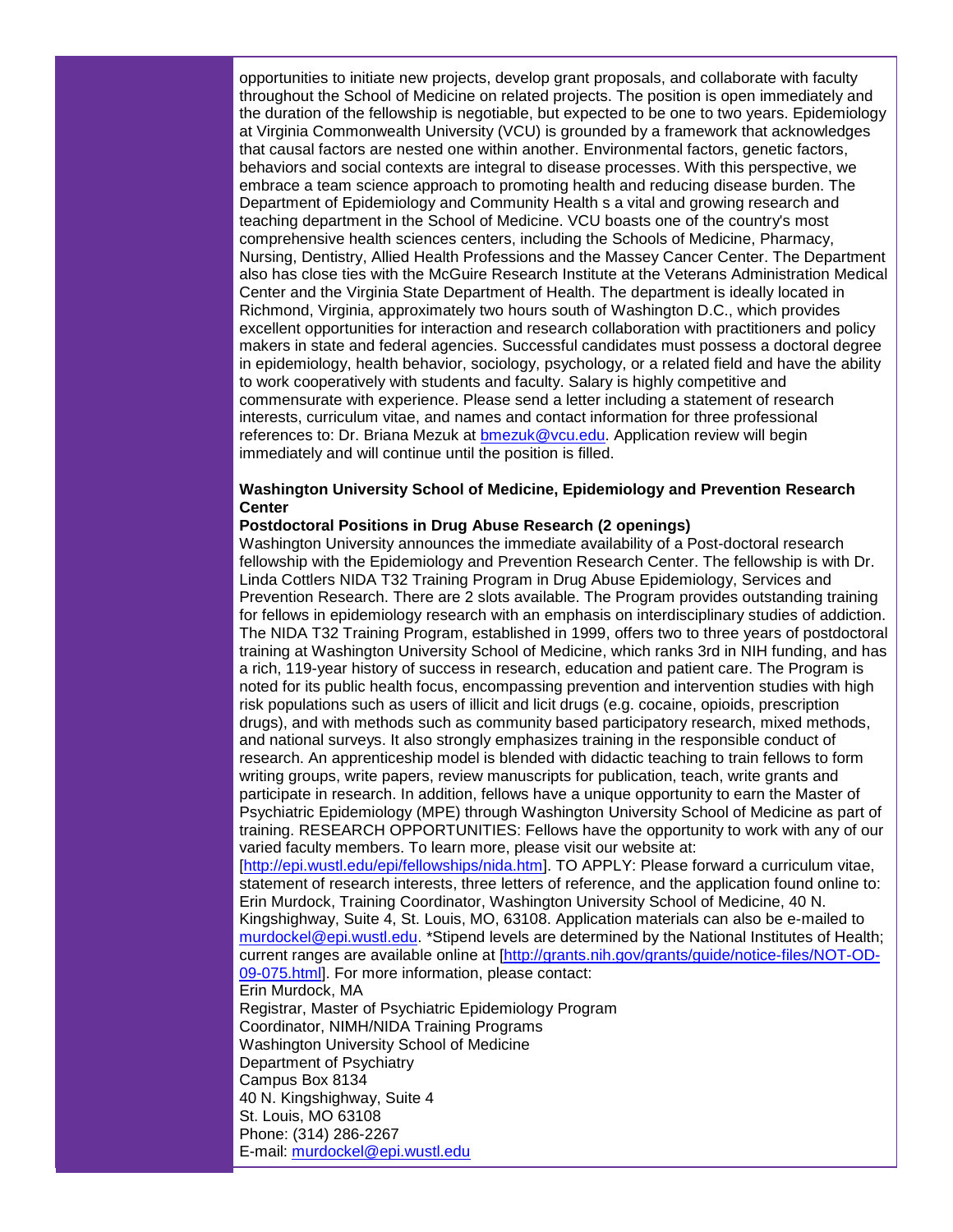opportunities to initiate new projects, develop grant proposals, and collaborate with faculty throughout the School of Medicine on related projects. The position is open immediately and the duration of the fellowship is negotiable, but expected to be one to two years. Epidemiology at Virginia Commonwealth University (VCU) is grounded by a framework that acknowledges that causal factors are nested one within another. Environmental factors, genetic factors, behaviors and social contexts are integral to disease processes. With this perspective, we embrace a team science approach to promoting health and reducing disease burden. The Department of Epidemiology and Community Health s a vital and growing research and teaching department in the School of Medicine. VCU boasts one of the country's most comprehensive health sciences centers, including the Schools of Medicine, Pharmacy, Nursing, Dentistry, Allied Health Professions and the Massey Cancer Center. The Department also has close ties with the McGuire Research Institute at the Veterans Administration Medical Center and the Virginia State Department of Health. The department is ideally located in Richmond, Virginia, approximately two hours south of Washington D.C., which provides excellent opportunities for interaction and research collaboration with practitioners and policy makers in state and federal agencies. Successful candidates must possess a doctoral degree in epidemiology, health behavior, sociology, psychology, or a related field and have the ability to work cooperatively with students and faculty. Salary is highly competitive and commensurate with experience. Please send a letter including a statement of research interests, curriculum vitae, and names and contact information for three professional references to: Dr. Briana Mezuk at [bmezuk@vcu.edu](mailto:bmezuk@vcu.edu). Application review will begin immediately and will continue until the position is filled.

**Washington University School of Medicine, Epidemiology and Prevention Research Center**

**Postdoctoral Positions in Drug Abuse Research (2 openings)**

Washington University announces the immediate availability of a Post-doctoral research fellowship with the Epidemiology and Prevention Research Center. The fellowship is with Dr. Linda Cottlers NIDA T32 Training Program in Drug Abuse Epidemiology, Services and Prevention Research. There are 2 slots available. The Program provides outstanding training for fellows in epidemiology research with an emphasis on interdisciplinary studies of addiction. The NIDA T32 Training Program, established in 1999, offers two to three years of postdoctoral training at Washington University School of Medicine, which ranks 3rd in NIH funding, and has a rich, 119-year history of success in research, education and patient care. The Program is noted for its public health focus, encompassing prevention and intervention studies with high risk populations such as users of illicit and licit drugs (e.g. cocaine, opioids, prescription drugs), and with methods such as community based participatory research, mixed methods, and national surveys. It also strongly emphasizes training in the responsible conduct of research. An apprenticeship model is blended with didactic teaching to train fellows to form writing groups, write papers, review manuscripts for publication, teach, write grants and participate in research. In addition, fellows have a unique opportunity to earn the Master of Psychiatric Epidemiology (MPE) through Washington University School of Medicine as part of training. RESEARCH OPPORTUNITIES: Fellows have the opportunity to work with any of our varied faculty members. To learn more, please visit our website at: [[http://epi.wustl.edu/epi/fellowships/nida.htm](http://epi.wustl.edu/epi/fellowships/nida.htm)]. TO APPLY: Please forward a curriculum vitae, statement of research interests, three letters of reference, and the application found online to: Erin Murdock, Training Coordinator, Washington University School of Medicine, 40 N. Kingshighway, Suite 4, St. Louis, MO, 63108. Application materials can also be e-mailed to [murdockel@epi.wustl.edu](mailto:murdockel@epi.wustl.edu). *Stipend levels are determined by the National Institutes of Health; current ranges are available online at [[http://grants.nih.gov/grants/guide/notice-files/NOT-OD-09-075.html](http://grants.nih.gov/grants/guide/notice-files/NOT-OD-09-075.html)]. For more information, please contact:

Erin Murdock, MA
Registrar, Master of Psychiatric Epidemiology Program
Coordinator, NIMH/NIDA Training Programs
Washington University School of Medicine
Department of Psychiatry
Campus Box 8134
40 N. Kingshighway, Suite 4
St. Louis, MO 63108
Phone: (314) 286-2267
E-mail: [murdockel@epi.wustl.edu](mailto:murdockel@epi.wustl.edu)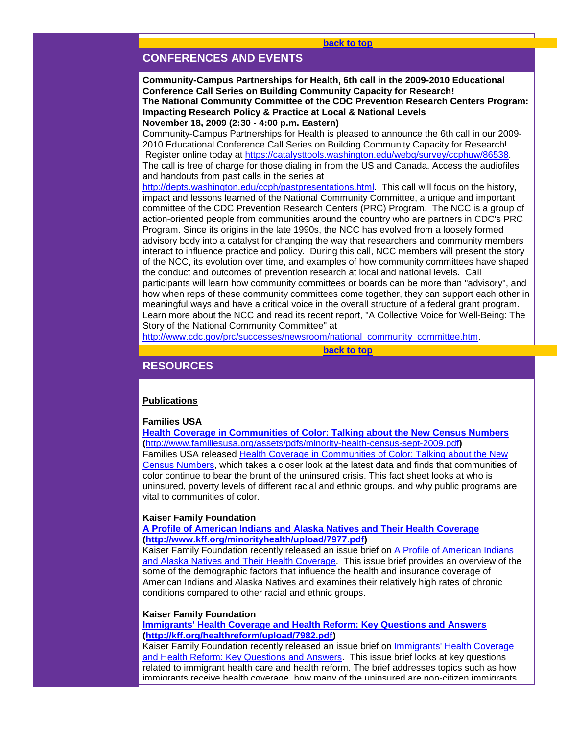back to top

## CONFERENCES AND EVENTS

**Community-Campus Partnerships for Health, 6th call in the 2009-2010 Educational Conference Call Series on Building Community Capacity for Research!**
**The National Community Committee of the CDC Prevention Research Centers Program: Impacting Research Policy & Practice at Local & National Levels**
**November 18, 2009 (2:30 - 4:00 p.m. Eastern)**
Community-Campus Partnerships for Health is pleased to announce the 6th call in our 2009-2010 Educational Conference Call Series on Building Community Capacity for Research! Register online today at https://catalysttools.washington.edu/webq/survey/ccphuw/86538. The call is free of charge for those dialing in from the US and Canada. Access the audiofiles and handouts from past calls in the series at http://depts.washington.edu/ccph/pastpresentations.html. This call will focus on the history, impact and lessons learned of the National Community Committee, a unique and important committee of the CDC Prevention Research Centers (PRC) Program. The NCC is a group of action-oriented people from communities around the country who are partners in CDC's PRC Program. Since its origins in the late 1990s, the NCC has evolved from a loosely formed advisory body into a catalyst for changing the way that researchers and community members interact to influence practice and policy. During this call, NCC members will present the story of the NCC, its evolution over time, and examples of how community committees have shaped the conduct and outcomes of prevention research at local and national levels. Call participants will learn how community committees or boards can be more than "advisory", and how when reps of these community committees come together, they can support each other in meaningful ways and have a critical voice in the overall structure of a federal grant program. Learn more about the NCC and read its recent report, "A Collective Voice for Well-Being: The Story of the National Community Committee" at http://www.cdc.gov/prc/successes/newsroom/national_community_committee.htm.

back to top

## RESOURCES

**Publications**

**Families USA**
**Health Coverage in Communities of Color: Talking about the New Census Numbers**
**(**http://www.familiesusa.org/assets/pdfs/minority-health-census-sept-2009.pdf**)**
Families USA released Health Coverage in Communities of Color: Talking about the New Census Numbers, which takes a closer look at the latest data and finds that communities of color continue to bear the brunt of the uninsured crisis. This fact sheet looks at who is uninsured, poverty levels of different racial and ethnic groups, and why public programs are vital to communities of color.

**Kaiser Family Foundation**
**A Profile of American Indians and Alaska Natives and Their Health Coverage**
**(http://www.kff.org/minorityhealth/upload/7977.pdf)**
Kaiser Family Foundation recently released an issue brief on A Profile of American Indians and Alaska Natives and Their Health Coverage. This issue brief provides an overview of the some of the demographic factors that influence the health and insurance coverage of American Indians and Alaska Natives and examines their relatively high rates of chronic conditions compared to other racial and ethnic groups.

**Kaiser Family Foundation**
**Immigrants' Health Coverage and Health Reform: Key Questions and Answers**
**(http://kff.org/healthreform/upload/7982.pdf)**
Kaiser Family Foundation recently released an issue brief on Immigrants' Health Coverage and Health Reform: Key Questions and Answers. This issue brief looks at key questions related to immigrant health care and health reform. The brief addresses topics such as how immigrants receive health coverage, how many of the uninsured are non-citizen immigrants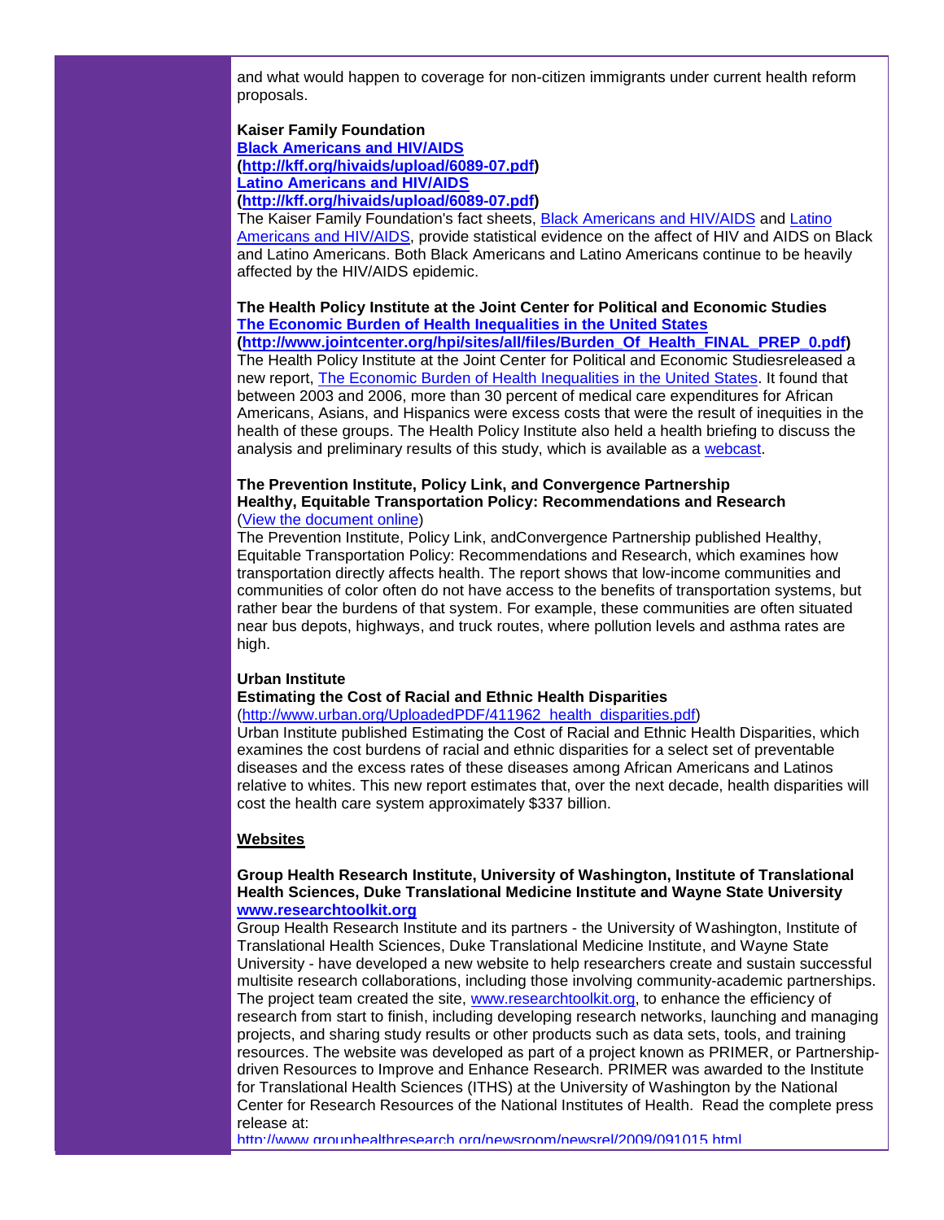and what would happen to coverage for non-citizen immigrants under current health reform proposals.

**Kaiser Family Foundation**
**Black Americans and HIV/AIDS**
**(http://kff.org/hivaids/upload/6089-07.pdf)**
**Latino Americans and HIV/AIDS**
**(http://kff.org/hivaids/upload/6089-07.pdf)**
The Kaiser Family Foundation's fact sheets, Black Americans and HIV/AIDS and Latino Americans and HIV/AIDS, provide statistical evidence on the affect of HIV and AIDS on Black and Latino Americans. Both Black Americans and Latino Americans continue to be heavily affected by the HIV/AIDS epidemic.

**The Health Policy Institute at the Joint Center for Political and Economic Studies**
**The Economic Burden of Health Inequalities in the United States**
**(http://www.jointcenter.org/hpi/sites/all/files/Burden_Of_Health_FINAL_PREP_0.pdf)**
The Health Policy Institute at the Joint Center for Political and Economic Studiesreleased a new report, The Economic Burden of Health Inequalities in the United States. It found that between 2003 and 2006, more than 30 percent of medical care expenditures for African Americans, Asians, and Hispanics were excess costs that were the result of inequities in the health of these groups. The Health Policy Institute also held a health briefing to discuss the analysis and preliminary results of this study, which is available as a webcast.

**The Prevention Institute, Policy Link, and Convergence Partnership**
**Healthy, Equitable Transportation Policy: Recommendations and Research**
(View the document online)
The Prevention Institute, Policy Link, andConvergence Partnership published Healthy, Equitable Transportation Policy: Recommendations and Research, which examines how transportation directly affects health. The report shows that low-income communities and communities of color often do not have access to the benefits of transportation systems, but rather bear the burdens of that system. For example, these communities are often situated near bus depots, highways, and truck routes, where pollution levels and asthma rates are high.

**Urban Institute**
**Estimating the Cost of Racial and Ethnic Health Disparities**
(http://www.urban.org/UploadedPDF/411962_health_disparities.pdf)
Urban Institute published Estimating the Cost of Racial and Ethnic Health Disparities, which examines the cost burdens of racial and ethnic disparities for a select set of preventable diseases and the excess rates of these diseases among African Americans and Latinos relative to whites. This new report estimates that, over the next decade, health disparities will cost the health care system approximately $337 billion.

## Websites

**Group Health Research Institute, University of Washington, Institute of Translational Health Sciences, Duke Translational Medicine Institute and Wayne State University**
**www.researchtoolkit.org**
Group Health Research Institute and its partners - the University of Washington, Institute of Translational Health Sciences, Duke Translational Medicine Institute, and Wayne State University - have developed a new website to help researchers create and sustain successful multisite research collaborations, including those involving community-academic partnerships. The project team created the site, www.researchtoolkit.org, to enhance the efficiency of research from start to finish, including developing research networks, launching and managing projects, and sharing study results or other products such as data sets, tools, and training resources. The website was developed as part of a project known as PRIMER, or Partnership-driven Resources to Improve and Enhance Research. PRIMER was awarded to the Institute for Translational Health Sciences (ITHS) at the University of Washington by the National Center for Research Resources of the National Institutes of Health. Read the complete press release at:
http://www.grouphealthresearch.org/newsroom/newsrel/2009/091015.html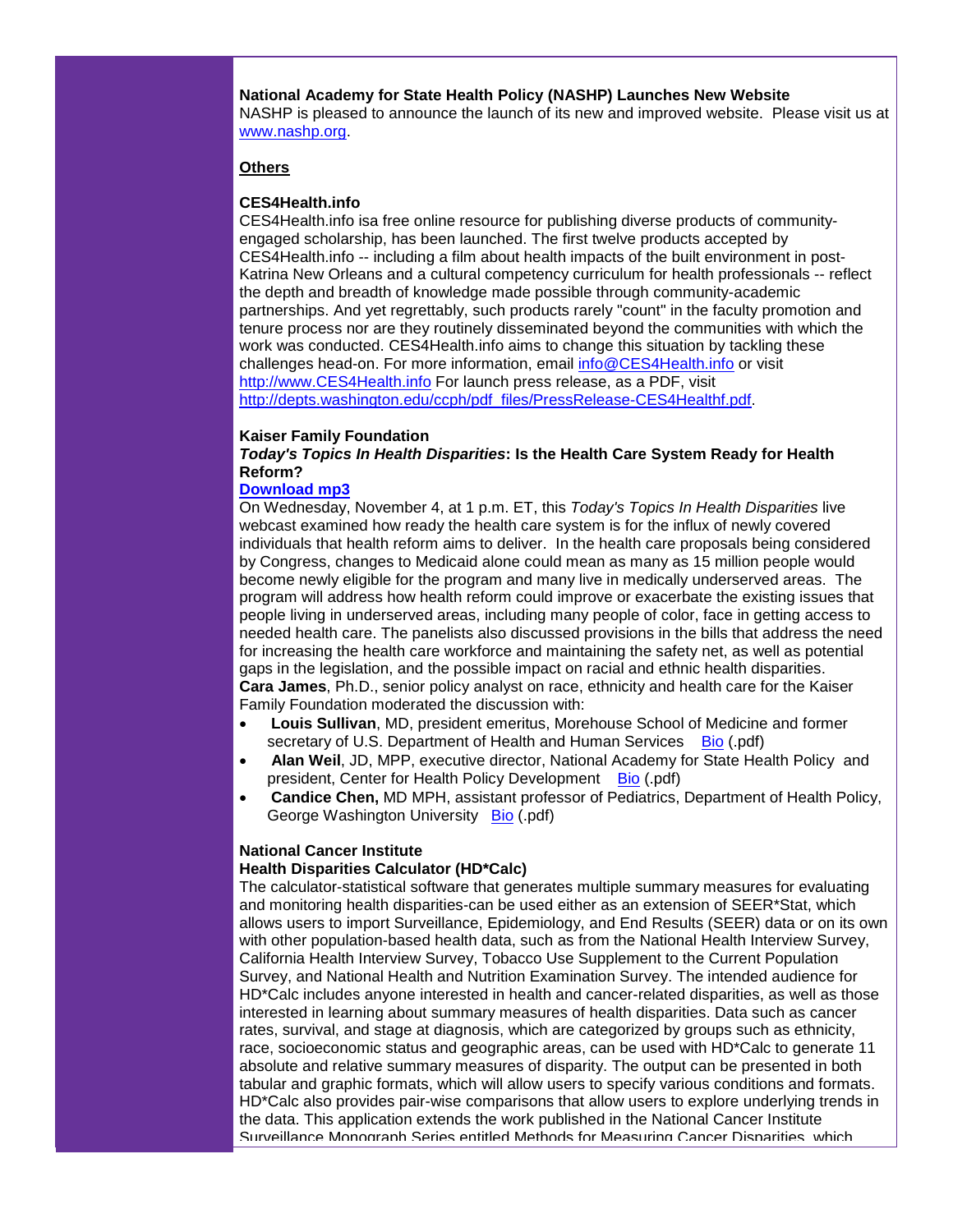**National Academy for State Health Policy (NASHP) Launches New Website**
NASHP is pleased to announce the launch of its new and improved website. Please visit us at [www.nashp.org](www.nashp.org).

**Others**

**CES4Health.info**
CES4Health.info isa free online resource for publishing diverse products of community-engaged scholarship, has been launched. The first twelve products accepted by CES4Health.info -- including a film about health impacts of the built environment in post-Katrina New Orleans and a cultural competency curriculum for health professionals -- reflect the depth and breadth of knowledge made possible through community-academic partnerships. And yet regrettably, such products rarely "count" in the faculty promotion and tenure process nor are they routinely disseminated beyond the communities with which the work was conducted. CES4Health.info aims to change this situation by tackling these challenges head-on. For more information, email info@CES4Health.info or visit http://www.CES4Health.info For launch press release, as a PDF, visit http://depts.washington.edu/ccph/pdf_files/PressRelease-CES4Healthf.pdf.

**Kaiser Family Foundation**
***Today's Topics In Health Disparities*: Is the Health Care System Ready for Health Reform?**
**Download mp3**
On Wednesday, November 4, at 1 p.m. ET, this *Today's Topics In Health Disparities* live webcast examined how ready the health care system is for the influx of newly covered individuals that health reform aims to deliver. In the health care proposals being considered by Congress, changes to Medicaid alone could mean as many as 15 million people would become newly eligible for the program and many live in medically underserved areas. The program will address how health reform could improve or exacerbate the existing issues that people living in underserved areas, including many people of color, face in getting access to needed health care. The panelists also discussed provisions in the bills that address the need for increasing the health care workforce and maintaining the safety net, as well as potential gaps in the legislation, and the possible impact on racial and ethnic health disparities.
**Cara James**, Ph.D., senior policy analyst on race, ethnicity and health care for the Kaiser Family Foundation moderated the discussion with:

- **Louis Sullivan**, MD, president emeritus, Morehouse School of Medicine and former secretary of U.S. Department of Health and Human Services Bio (.pdf)
- **Alan Weil**, JD, MPP, executive director, National Academy for State Health Policy and president, Center for Health Policy Development Bio (.pdf)
- **Candice Chen,** MD MPH, assistant professor of Pediatrics, Department of Health Policy, George Washington University Bio (.pdf)

**National Cancer Institute**
**Health Disparities Calculator (HD*Calc)**
The calculator-statistical software that generates multiple summary measures for evaluating and monitoring health disparities-can be used either as an extension of SEER*Stat, which allows users to import Surveillance, Epidemiology, and End Results (SEER) data or on its own with other population-based health data, such as from the National Health Interview Survey, California Health Interview Survey, Tobacco Use Supplement to the Current Population Survey, and National Health and Nutrition Examination Survey. The intended audience for HD*Calc includes anyone interested in health and cancer-related disparities, as well as those interested in learning about summary measures of health disparities. Data such as cancer rates, survival, and stage at diagnosis, which are categorized by groups such as ethnicity, race, socioeconomic status and geographic areas, can be used with HD*Calc to generate 11 absolute and relative summary measures of disparity. The output can be presented in both tabular and graphic formats, which will allow users to specify various conditions and formats. HD*Calc also provides pair-wise comparisons that allow users to explore underlying trends in the data. This application extends the work published in the National Cancer Institute Surveillance Monograph Series entitled Methods for Measuring Cancer Disparities, which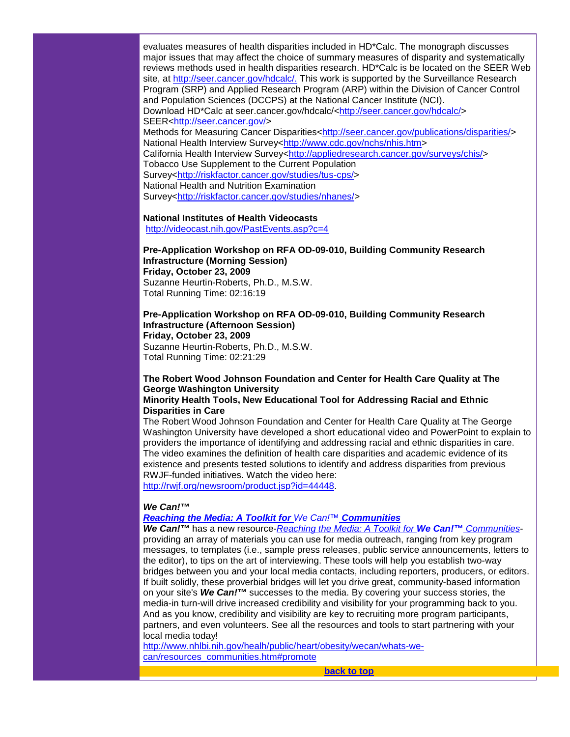evaluates measures of health disparities included in HD*Calc. The monograph discusses major issues that may affect the choice of summary measures of disparity and systematically reviews methods used in health disparities research. HD*Calc is be located on the SEER Web site, at http://seer.cancer.gov/hdcalc/. This work is supported by the Surveillance Research Program (SRP) and Applied Research Program (ARP) within the Division of Cancer Control and Population Sciences (DCCPS) at the National Cancer Institute (NCI).
Download HD*Calc at seer.cancer.gov/hdcalc/<http://seer.cancer.gov/hdcalc/>
SEER<http://seer.cancer.gov/>
Methods for Measuring Cancer Disparities<http://seer.cancer.gov/publications/disparities/>
National Health Interview Survey<http://www.cdc.gov/nchs/nhis.htm>
California Health Interview Survey<http://appliedresearch.cancer.gov/surveys/chis/>
Tobacco Use Supplement to the Current Population Survey<http://riskfactor.cancer.gov/studies/tus-cps/>
National Health and Nutrition Examination Survey<http://riskfactor.cancer.gov/studies/nhanes/>

**National Institutes of Health Videocasts**
http://videocast.nih.gov/PastEvents.asp?c=4

**Pre-Application Workshop on RFA OD-09-010, Building Community Research Infrastructure (Morning Session)**
**Friday, October 23, 2009**
Suzanne Heurtin-Roberts, Ph.D., M.S.W.
Total Running Time: 02:16:19

**Pre-Application Workshop on RFA OD-09-010, Building Community Research Infrastructure (Afternoon Session)**
**Friday, October 23, 2009**
Suzanne Heurtin-Roberts, Ph.D., M.S.W.
Total Running Time: 02:21:29

**The Robert Wood Johnson Foundation and Center for Health Care Quality at The George Washington University**
**Minority Health Tools, New Educational Tool for Addressing Racial and Ethnic Disparities in Care**
The Robert Wood Johnson Foundation and Center for Health Care Quality at The George Washington University have developed a short educational video and PowerPoint to explain to providers the importance of identifying and addressing racial and ethnic disparities in care. The video examines the definition of health care disparities and academic evidence of its existence and presents tested solutions to identify and address disparities from previous RWJF-funded initiatives. Watch the video here:
http://rwjf.org/newsroom/product.jsp?id=44448.

***We Can!™***
***Reaching the Media: A Toolkit for*** *We Can!™* ***Communities***
***We Can!™*** has a new resource-*Reaching the Media: A Toolkit for* ***We Can!™*** *Communities*-providing an array of materials you can use for media outreach, ranging from key program messages, to templates (i.e., sample press releases, public service announcements, letters to the editor), to tips on the art of interviewing. These tools will help you establish two-way bridges between you and your local media contacts, including reporters, producers, or editors. If built solidly, these proverbial bridges will let you drive great, community-based information on your site's ***We Can!™*** successes to the media. By covering your success stories, the media-in turn-will drive increased credibility and visibility for your programming back to you. And as you know, credibility and visibility are key to recruiting more program participants, partners, and even volunteers. See all the resources and tools to start partnering with your local media today!
http://www.nhlbi.nih.gov/healh/public/heart/obesity/wecan/whats-we-can/resources_communities.htm#promote

**back to top**